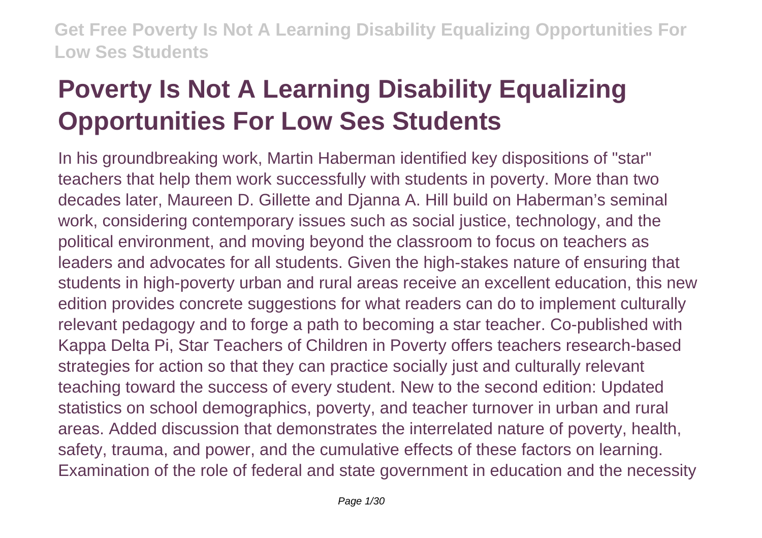# Poverty Is Not A Learning Disability Equalizing Opportunities For Low Ses Students

In his groundbreaking work, Martin Haberman identified key dispositions of "star" teachers that help them work successfully with students in poverty. More than two decades later, Maureen D. Gillette and Djanna A. Hill build on Haberman's seminal work, considering contemporary issues such as social justice, technology, and the political environment, and moving beyond the classroom to focus on teachers as leaders and advocates for all students. Given the high-stakes nature of ensuring that students in high-poverty urban and rural areas receive an excellent education, this new edition provides concrete suggestions for what readers can do to implement culturally relevant pedagogy and to forge a path to becoming a star teacher. Co-published with Kappa Delta Pi, Star Teachers of Children in Poverty offers teachers research-based strategies for action so that they can practice socially just and culturally relevant teaching toward the success of every student. New to the second edition: Updated statistics on school demographics, poverty, and teacher turnover in urban and rural areas. Added discussion that demonstrates the interrelated nature of poverty, health, safety, trauma, and power, and the cumulative effects of these factors on learning. Examination of the role of federal and state government in education and the necessity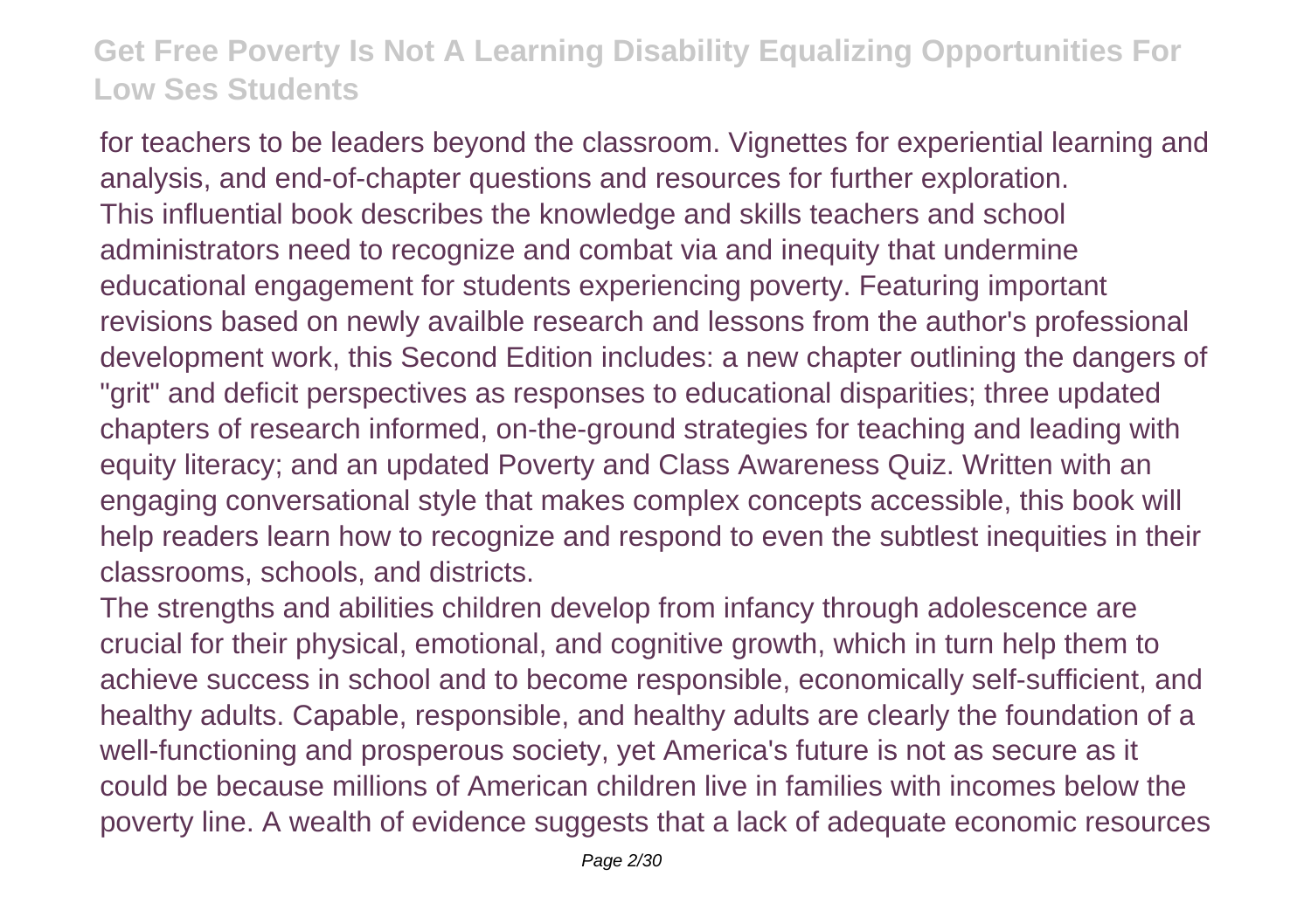for teachers to be leaders beyond the classroom. Vignettes for experiential learning and analysis, and end-of-chapter questions and resources for further exploration.

This influential book describes the knowledge and skills teachers and school administrators need to recognize and combat via and inequity that undermine educational engagement for students experiencing poverty. Featuring important revisions based on newly availble research and lessons from the author's professional development work, this Second Edition includes: a new chapter outlining the dangers of "grit" and deficit perspectives as responses to educational disparities; three updated chapters of research informed, on-the-ground strategies for teaching and leading with equity literacy; and an updated Poverty and Class Awareness Quiz. Written with an engaging conversational style that makes complex concepts accessible, this book will help readers learn how to recognize and respond to even the subtlest inequities in their classrooms, schools, and districts.

The strengths and abilities children develop from infancy through adolescence are crucial for their physical, emotional, and cognitive growth, which in turn help them to achieve success in school and to become responsible, economically self-sufficient, and healthy adults. Capable, responsible, and healthy adults are clearly the foundation of a well-functioning and prosperous society, yet America's future is not as secure as it could be because millions of American children live in families with incomes below the poverty line. A wealth of evidence suggests that a lack of adequate economic resources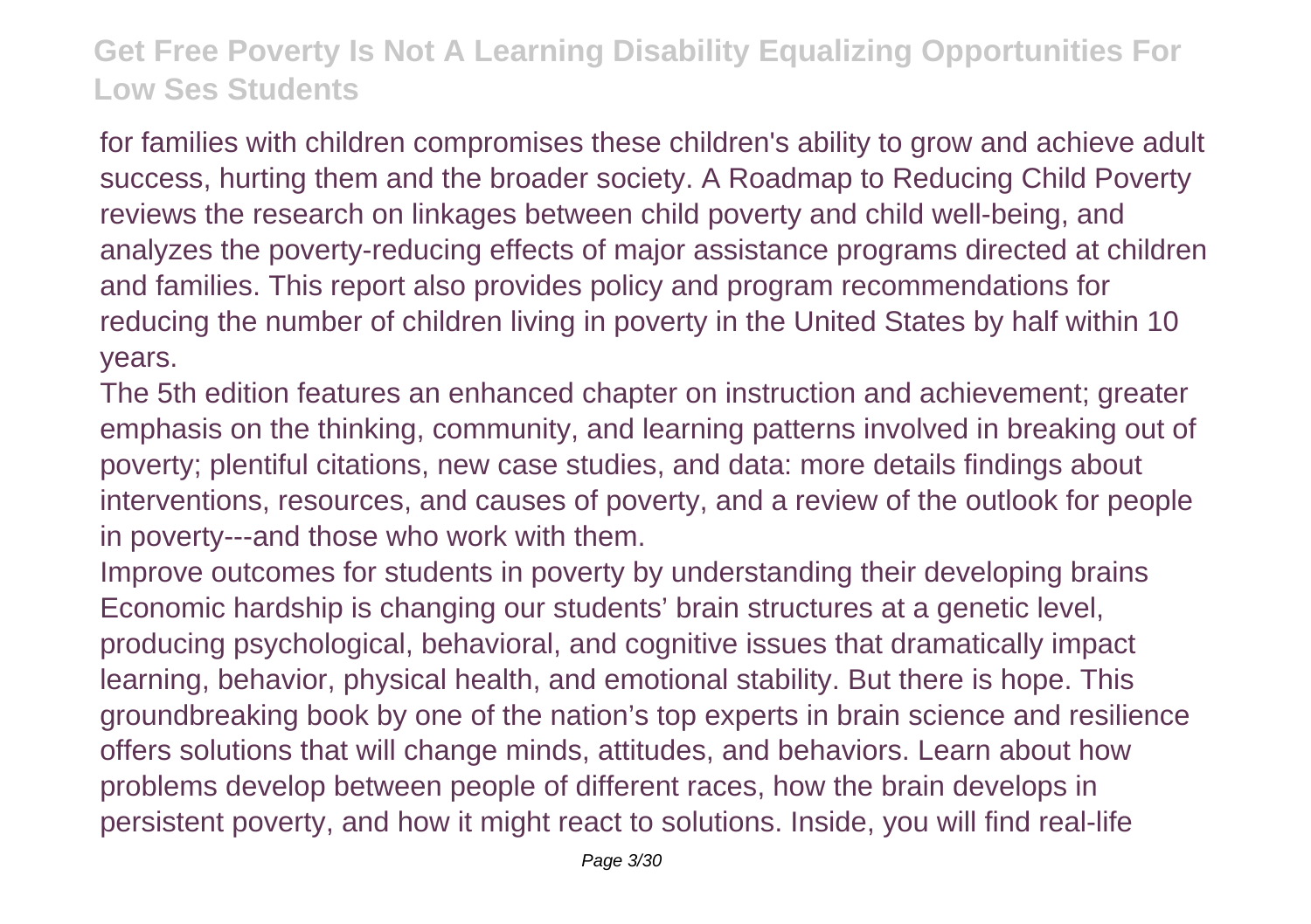for families with children compromises these children's ability to grow and achieve adult success, hurting them and the broader society. A Roadmap to Reducing Child Poverty reviews the research on linkages between child poverty and child well-being, and analyzes the poverty-reducing effects of major assistance programs directed at children and families. This report also provides policy and program recommendations for reducing the number of children living in poverty in the United States by half within 10 years.

The 5th edition features an enhanced chapter on instruction and achievement; greater emphasis on the thinking, community, and learning patterns involved in breaking out of poverty; plentiful citations, new case studies, and data: more details findings about interventions, resources, and causes of poverty, and a review of the outlook for people in poverty---and those who work with them.

Improve outcomes for students in poverty by understanding their developing brains Economic hardship is changing our students' brain structures at a genetic level, producing psychological, behavioral, and cognitive issues that dramatically impact learning, behavior, physical health, and emotional stability. But there is hope. This groundbreaking book by one of the nation's top experts in brain science and resilience offers solutions that will change minds, attitudes, and behaviors. Learn about how problems develop between people of different races, how the brain develops in persistent poverty, and how it might react to solutions. Inside, you will find real-life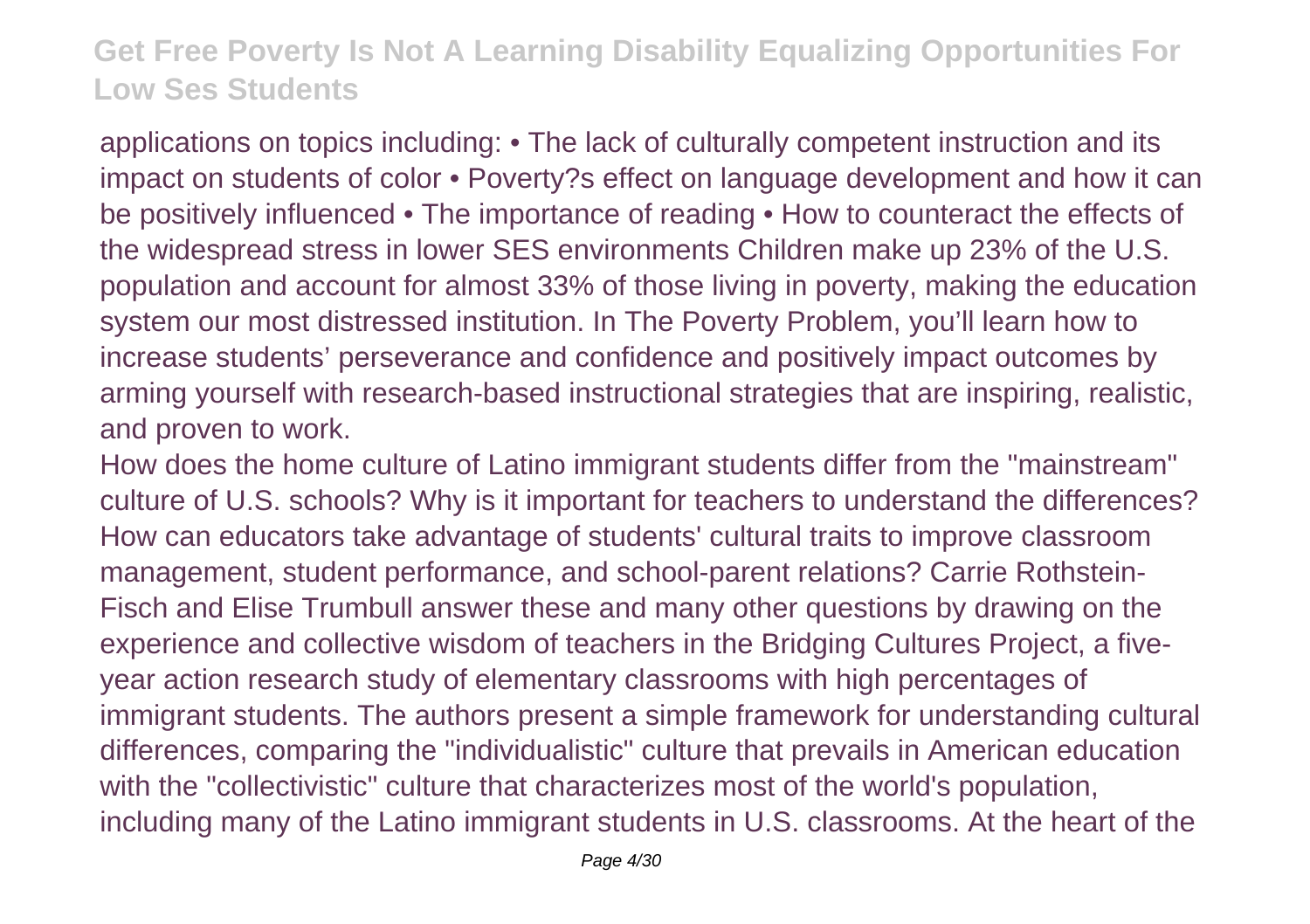applications on topics including: • The lack of culturally competent instruction and its impact on students of color • Poverty?s effect on language development and how it can be positively influenced • The importance of reading • How to counteract the effects of the widespread stress in lower SES environments Children make up 23% of the U.S. population and account for almost 33% of those living in poverty, making the education system our most distressed institution. In The Poverty Problem, you'll learn how to increase students' perseverance and confidence and positively impact outcomes by arming yourself with research-based instructional strategies that are inspiring, realistic, and proven to work.

How does the home culture of Latino immigrant students differ from the "mainstream" culture of U.S. schools? Why is it important for teachers to understand the differences? How can educators take advantage of students' cultural traits to improve classroom management, student performance, and school-parent relations? Carrie Rothstein-Fisch and Elise Trumbull answer these and many other questions by drawing on the experience and collective wisdom of teachers in the Bridging Cultures Project, a five-year action research study of elementary classrooms with high percentages of immigrant students. The authors present a simple framework for understanding cultural differences, comparing the "individualistic" culture that prevails in American education with the "collectivistic" culture that characterizes most of the world's population, including many of the Latino immigrant students in U.S. classrooms. At the heart of the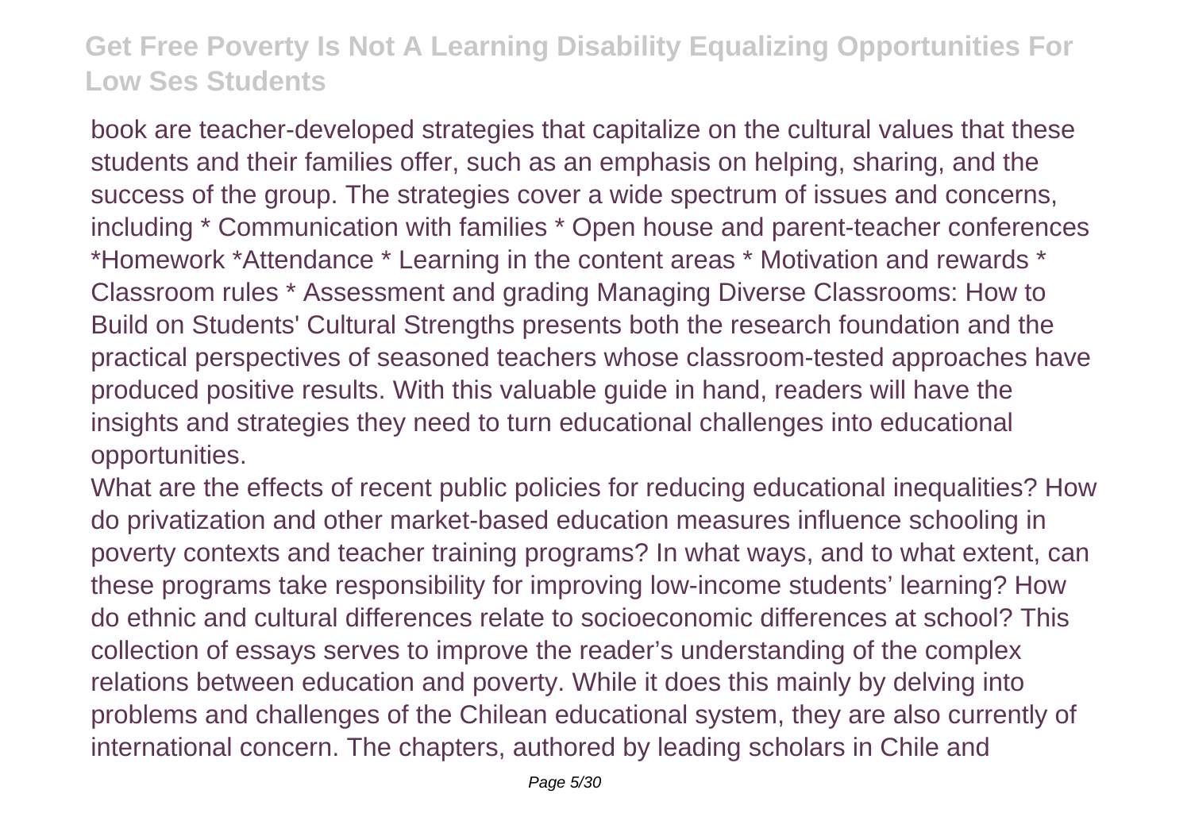book are teacher-developed strategies that capitalize on the cultural values that these students and their families offer, such as an emphasis on helping, sharing, and the success of the group. The strategies cover a wide spectrum of issues and concerns, including * Communication with families * Open house and parent-teacher conferences *Homework *Attendance * Learning in the content areas * Motivation and rewards * Classroom rules * Assessment and grading Managing Diverse Classrooms: How to Build on Students' Cultural Strengths presents both the research foundation and the practical perspectives of seasoned teachers whose classroom-tested approaches have produced positive results. With this valuable guide in hand, readers will have the insights and strategies they need to turn educational challenges into educational opportunities.

What are the effects of recent public policies for reducing educational inequalities? How do privatization and other market-based education measures influence schooling in poverty contexts and teacher training programs? In what ways, and to what extent, can these programs take responsibility for improving low-income students' learning? How do ethnic and cultural differences relate to socioeconomic differences at school? This collection of essays serves to improve the reader's understanding of the complex relations between education and poverty. While it does this mainly by delving into problems and challenges of the Chilean educational system, they are also currently of international concern. The chapters, authored by leading scholars in Chile and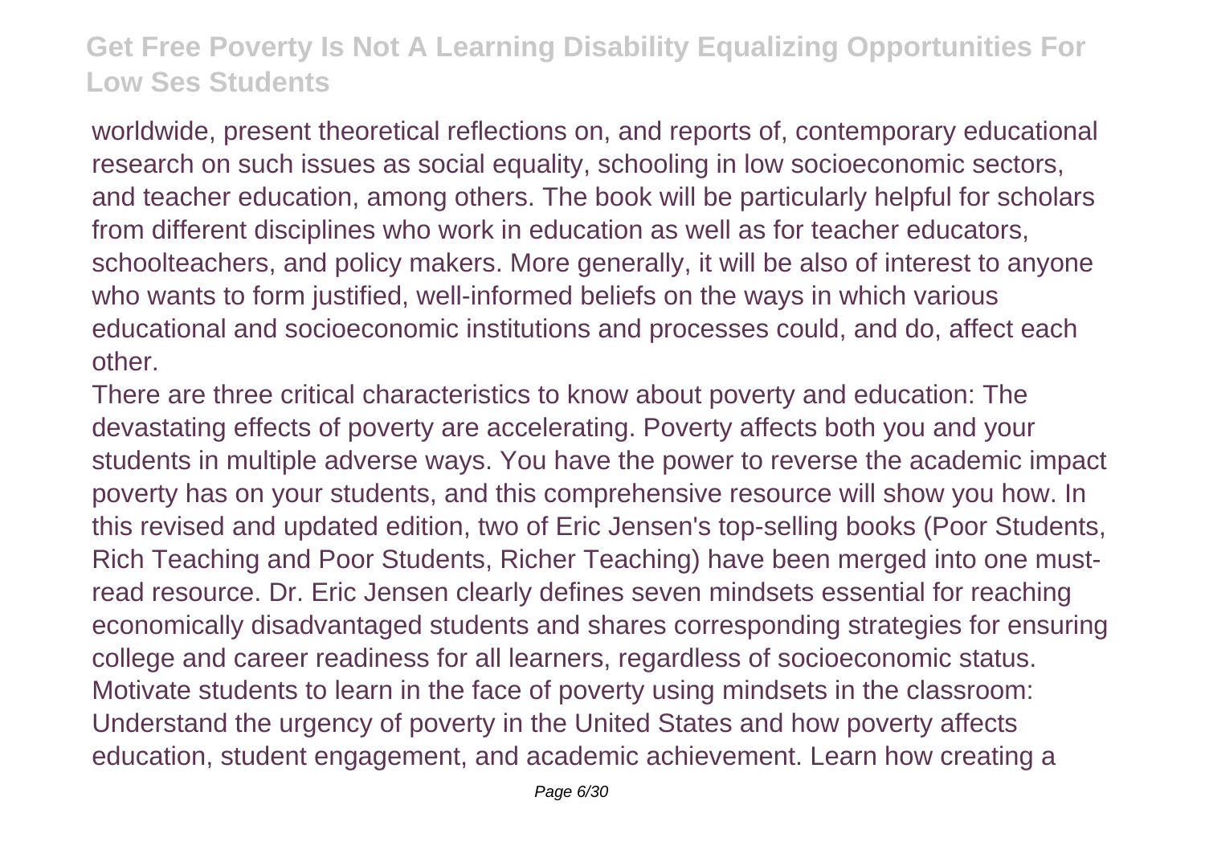worldwide, present theoretical reflections on, and reports of, contemporary educational research on such issues as social equality, schooling in low socioeconomic sectors, and teacher education, among others. The book will be particularly helpful for scholars from different disciplines who work in education as well as for teacher educators, schoolteachers, and policy makers. More generally, it will be also of interest to anyone who wants to form justified, well-informed beliefs on the ways in which various educational and socioeconomic institutions and processes could, and do, affect each other.

There are three critical characteristics to know about poverty and education: The devastating effects of poverty are accelerating. Poverty affects both you and your students in multiple adverse ways. You have the power to reverse the academic impact poverty has on your students, and this comprehensive resource will show you how. In this revised and updated edition, two of Eric Jensen's top-selling books (Poor Students, Rich Teaching and Poor Students, Richer Teaching) have been merged into one must-read resource. Dr. Eric Jensen clearly defines seven mindsets essential for reaching economically disadvantaged students and shares corresponding strategies for ensuring college and career readiness for all learners, regardless of socioeconomic status. Motivate students to learn in the face of poverty using mindsets in the classroom: Understand the urgency of poverty in the United States and how poverty affects education, student engagement, and academic achievement. Learn how creating a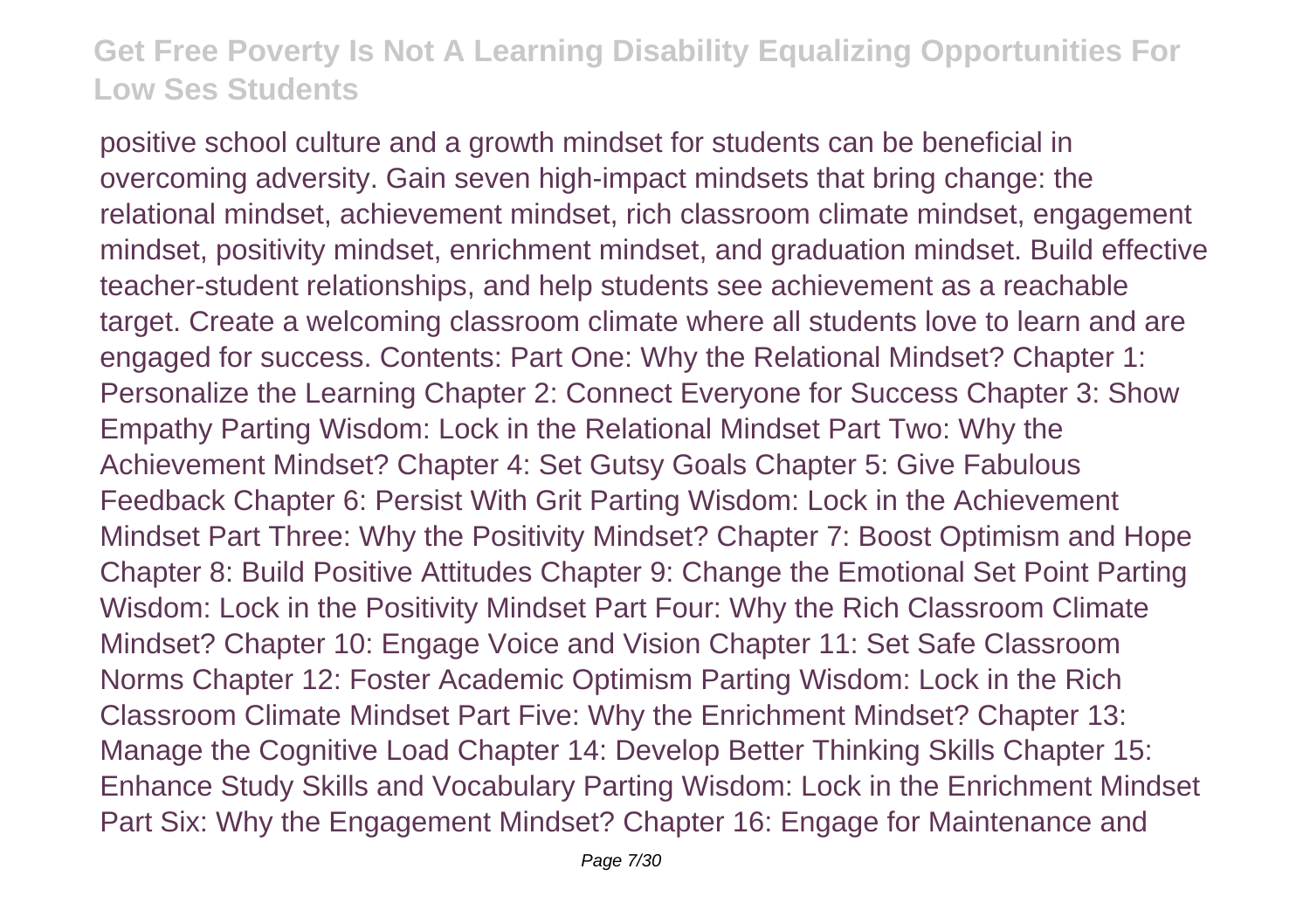positive school culture and a growth mindset for students can be beneficial in overcoming adversity. Gain seven high-impact mindsets that bring change: the relational mindset, achievement mindset, rich classroom climate mindset, engagement mindset, positivity mindset, enrichment mindset, and graduation mindset. Build effective teacher-student relationships, and help students see achievement as a reachable target. Create a welcoming classroom climate where all students love to learn and are engaged for success. Contents: Part One: Why the Relational Mindset? Chapter 1: Personalize the Learning Chapter 2: Connect Everyone for Success Chapter 3: Show Empathy Parting Wisdom: Lock in the Relational Mindset Part Two: Why the Achievement Mindset? Chapter 4: Set Gutsy Goals Chapter 5: Give Fabulous Feedback Chapter 6: Persist With Grit Parting Wisdom: Lock in the Achievement Mindset Part Three: Why the Positivity Mindset? Chapter 7: Boost Optimism and Hope Chapter 8: Build Positive Attitudes Chapter 9: Change the Emotional Set Point Parting Wisdom: Lock in the Positivity Mindset Part Four: Why the Rich Classroom Climate Mindset? Chapter 10: Engage Voice and Vision Chapter 11: Set Safe Classroom Norms Chapter 12: Foster Academic Optimism Parting Wisdom: Lock in the Rich Classroom Climate Mindset Part Five: Why the Enrichment Mindset? Chapter 13: Manage the Cognitive Load Chapter 14: Develop Better Thinking Skills Chapter 15: Enhance Study Skills and Vocabulary Parting Wisdom: Lock in the Enrichment Mindset Part Six: Why the Engagement Mindset? Chapter 16: Engage for Maintenance and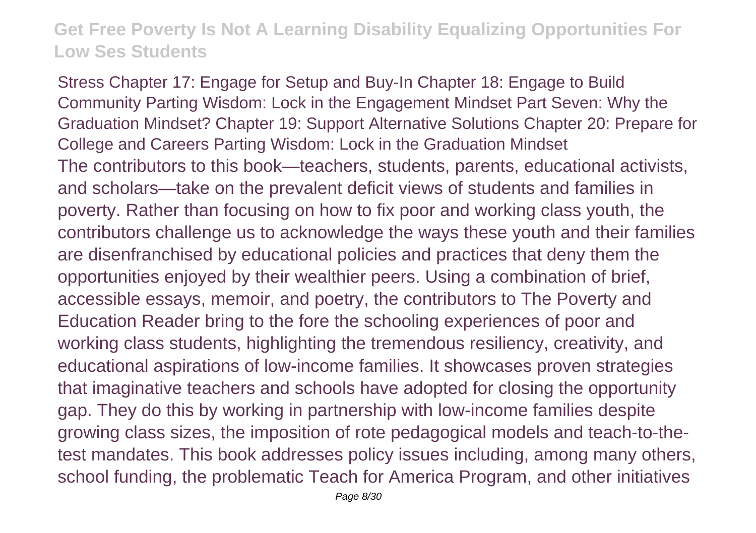Stress Chapter 17: Engage for Setup and Buy-In Chapter 18: Engage to Build Community Parting Wisdom: Lock in the Engagement Mindset Part Seven: Why the Graduation Mindset? Chapter 19: Support Alternative Solutions Chapter 20: Prepare for College and Careers Parting Wisdom: Lock in the Graduation Mindset

The contributors to this book—teachers, students, parents, educational activists, and scholars—take on the prevalent deficit views of students and families in poverty. Rather than focusing on how to fix poor and working class youth, the contributors challenge us to acknowledge the ways these youth and their families are disenfranchised by educational policies and practices that deny them the opportunities enjoyed by their wealthier peers. Using a combination of brief, accessible essays, memoir, and poetry, the contributors to The Poverty and Education Reader bring to the fore the schooling experiences of poor and working class students, highlighting the tremendous resiliency, creativity, and educational aspirations of low-income families. It showcases proven strategies that imaginative teachers and schools have adopted for closing the opportunity gap. They do this by working in partnership with low-income families despite growing class sizes, the imposition of rote pedagogical models and teach-to-the-test mandates. This book addresses policy issues including, among many others, school funding, the problematic Teach for America Program, and other initiatives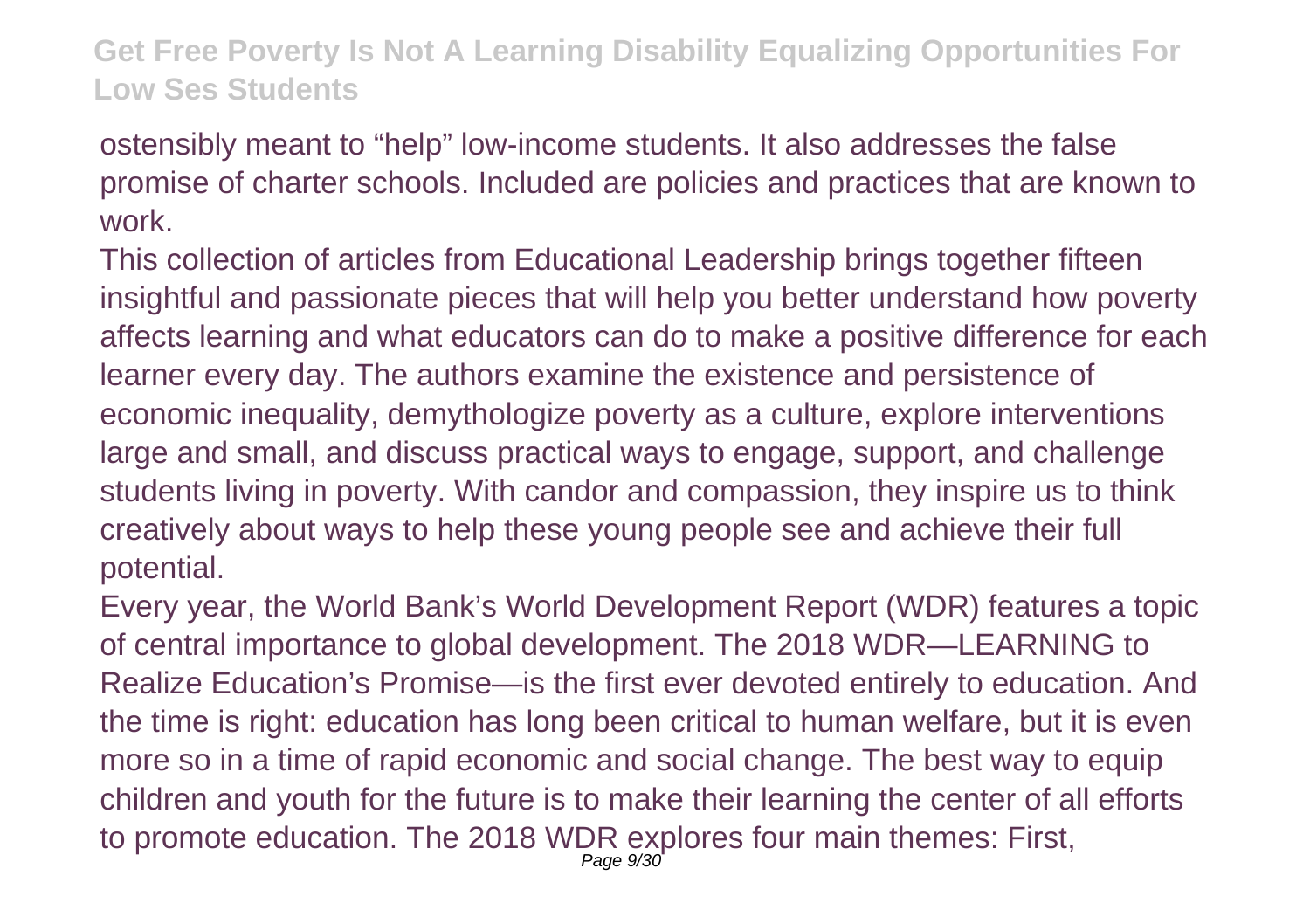ostensibly meant to “help” low-income students. It also addresses the false promise of charter schools. Included are policies and practices that are known to work.

This collection of articles from Educational Leadership brings together fifteen insightful and passionate pieces that will help you better understand how poverty affects learning and what educators can do to make a positive difference for each learner every day. The authors examine the existence and persistence of economic inequality, demythologize poverty as a culture, explore interventions large and small, and discuss practical ways to engage, support, and challenge students living in poverty. With candor and compassion, they inspire us to think creatively about ways to help these young people see and achieve their full potential.

Every year, the World Bank’s World Development Report (WDR) features a topic of central importance to global development. The 2018 WDR—LEARNING to Realize Education’s Promise—is the first ever devoted entirely to education. And the time is right: education has long been critical to human welfare, but it is even more so in a time of rapid economic and social change. The best way to equip children and youth for the future is to make their learning the center of all efforts to promote education. The 2018 WDR explores four main themes: First,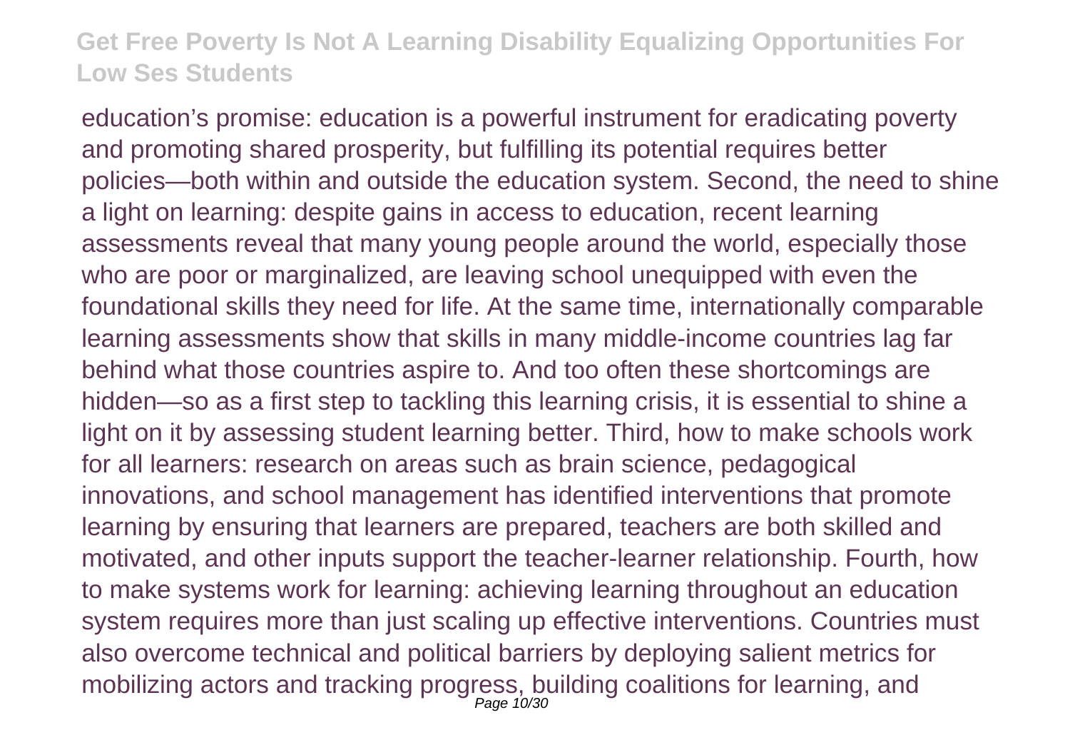education's promise: education is a powerful instrument for eradicating poverty and promoting shared prosperity, but fulfilling its potential requires better policies—both within and outside the education system. Second, the need to shine a light on learning: despite gains in access to education, recent learning assessments reveal that many young people around the world, especially those who are poor or marginalized, are leaving school unequipped with even the foundational skills they need for life. At the same time, internationally comparable learning assessments show that skills in many middle-income countries lag far behind what those countries aspire to. And too often these shortcomings are hidden—so as a first step to tackling this learning crisis, it is essential to shine a light on it by assessing student learning better. Third, how to make schools work for all learners: research on areas such as brain science, pedagogical innovations, and school management has identified interventions that promote learning by ensuring that learners are prepared, teachers are both skilled and motivated, and other inputs support the teacher-learner relationship. Fourth, how to make systems work for learning: achieving learning throughout an education system requires more than just scaling up effective interventions. Countries must also overcome technical and political barriers by deploying salient metrics for mobilizing actors and tracking progress, building coalitions for learning, and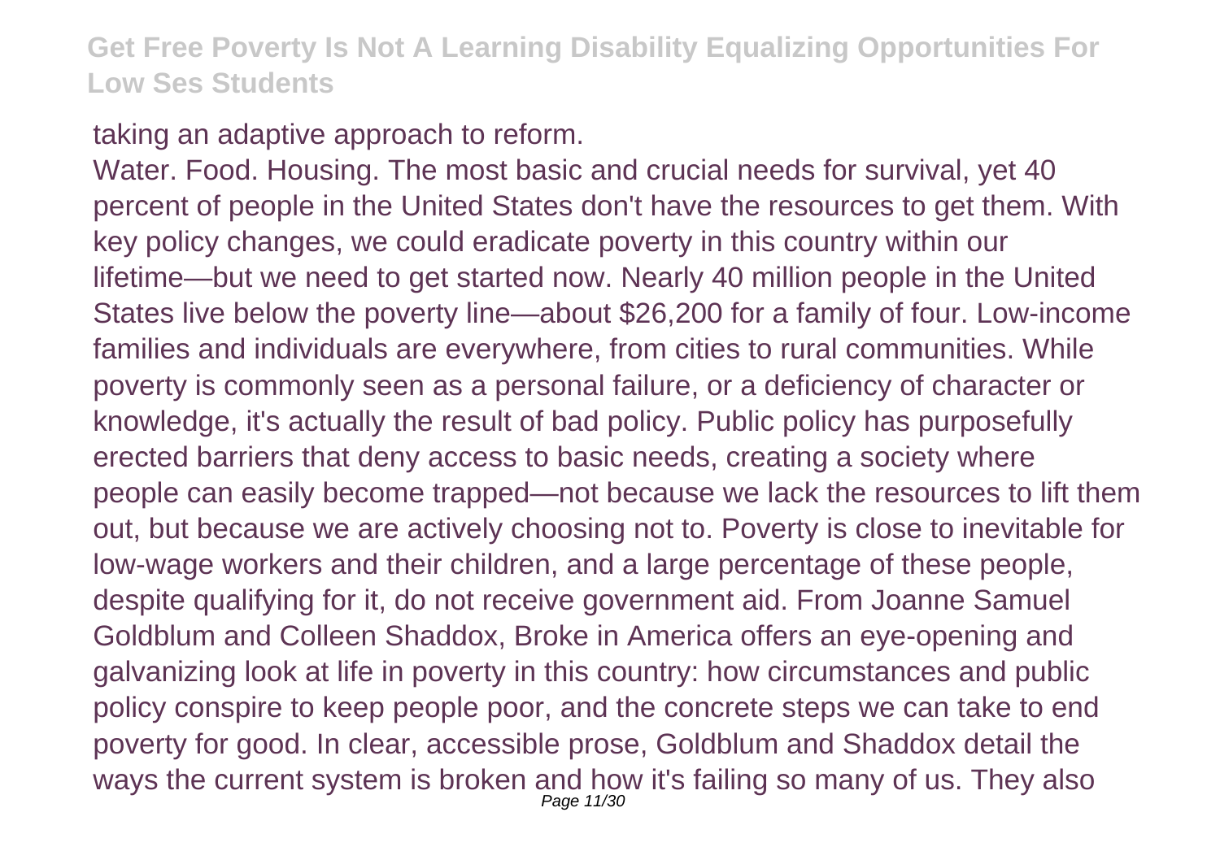taking an adaptive approach to reform.

Water. Food. Housing. The most basic and crucial needs for survival, yet 40 percent of people in the United States don't have the resources to get them. With key policy changes, we could eradicate poverty in this country within our lifetime—but we need to get started now. Nearly 40 million people in the United States live below the poverty line—about $26,200 for a family of four. Low-income families and individuals are everywhere, from cities to rural communities. While poverty is commonly seen as a personal failure, or a deficiency of character or knowledge, it's actually the result of bad policy. Public policy has purposefully erected barriers that deny access to basic needs, creating a society where people can easily become trapped—not because we lack the resources to lift them out, but because we are actively choosing not to. Poverty is close to inevitable for low-wage workers and their children, and a large percentage of these people, despite qualifying for it, do not receive government aid. From Joanne Samuel Goldblum and Colleen Shaddox, Broke in America offers an eye-opening and galvanizing look at life in poverty in this country: how circumstances and public policy conspire to keep people poor, and the concrete steps we can take to end poverty for good. In clear, accessible prose, Goldblum and Shaddox detail the ways the current system is broken and how it's failing so many of us. They also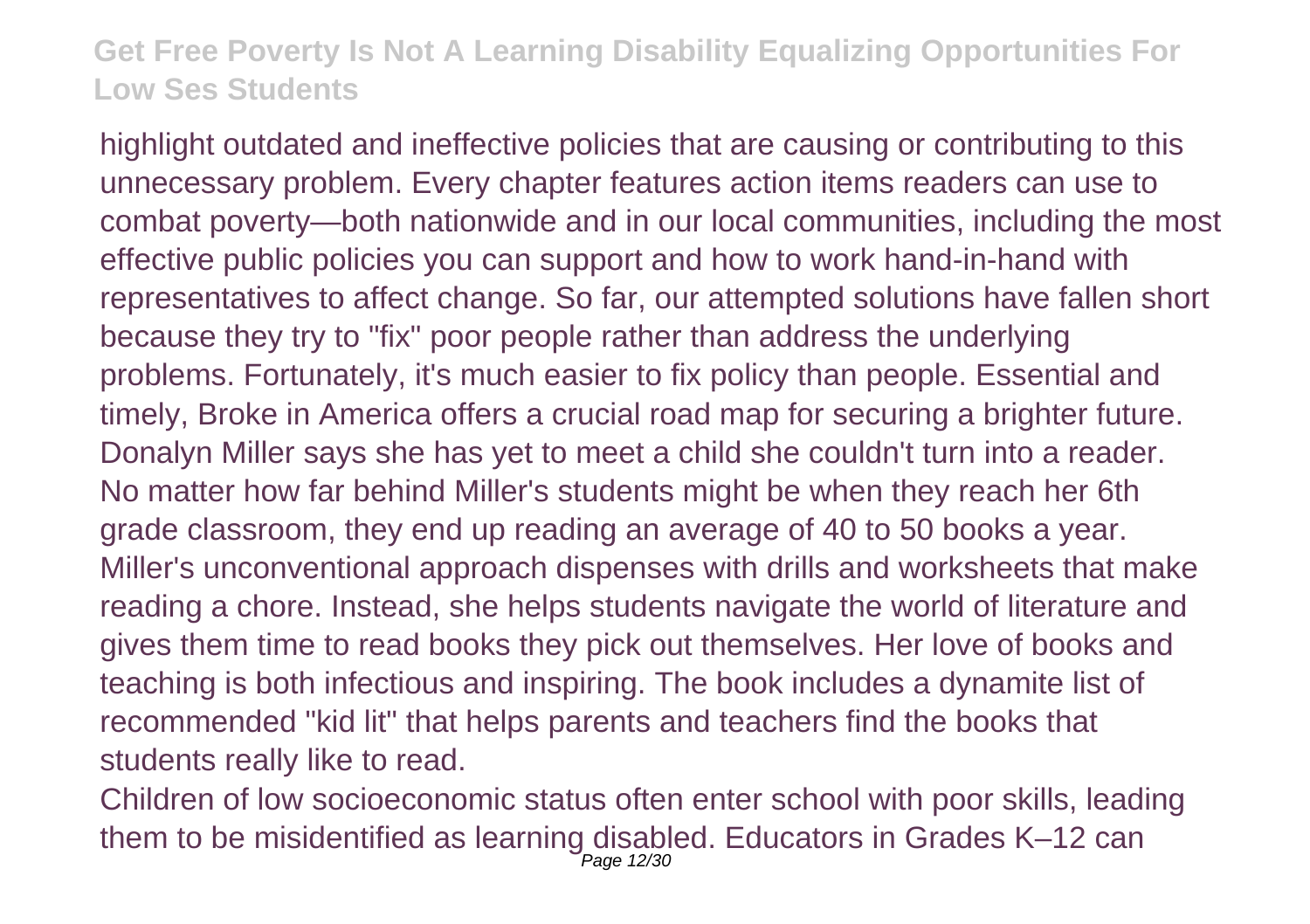highlight outdated and ineffective policies that are causing or contributing to this unnecessary problem. Every chapter features action items readers can use to combat poverty—both nationwide and in our local communities, including the most effective public policies you can support and how to work hand-in-hand with representatives to affect change. So far, our attempted solutions have fallen short because they try to "fix" poor people rather than address the underlying problems. Fortunately, it's much easier to fix policy than people. Essential and timely, Broke in America offers a crucial road map for securing a brighter future. Donalyn Miller says she has yet to meet a child she couldn't turn into a reader. No matter how far behind Miller's students might be when they reach her 6th grade classroom, they end up reading an average of 40 to 50 books a year. Miller's unconventional approach dispenses with drills and worksheets that make reading a chore. Instead, she helps students navigate the world of literature and gives them time to read books they pick out themselves. Her love of books and teaching is both infectious and inspiring. The book includes a dynamite list of recommended "kid lit" that helps parents and teachers find the books that students really like to read.

Children of low socioeconomic status often enter school with poor skills, leading them to be misidentified as learning disabled. Educators in Grades K–12 can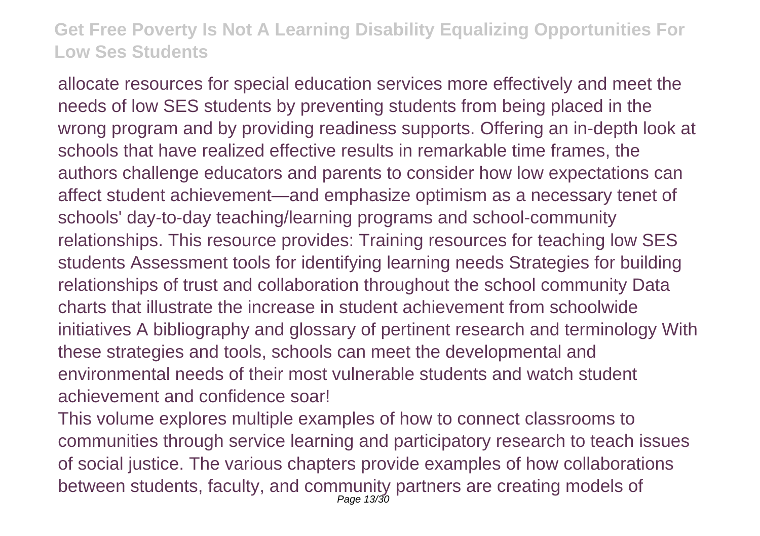allocate resources for special education services more effectively and meet the needs of low SES students by preventing students from being placed in the wrong program and by providing readiness supports. Offering an in-depth look at schools that have realized effective results in remarkable time frames, the authors challenge educators and parents to consider how low expectations can affect student achievement—and emphasize optimism as a necessary tenet of schools' day-to-day teaching/learning programs and school-community relationships. This resource provides: Training resources for teaching low SES students Assessment tools for identifying learning needs Strategies for building relationships of trust and collaboration throughout the school community Data charts that illustrate the increase in student achievement from schoolwide initiatives A bibliography and glossary of pertinent research and terminology With these strategies and tools, schools can meet the developmental and environmental needs of their most vulnerable students and watch student achievement and confidence soar!

This volume explores multiple examples of how to connect classrooms to communities through service learning and participatory research to teach issues of social justice. The various chapters provide examples of how collaborations between students, faculty, and community partners are creating models of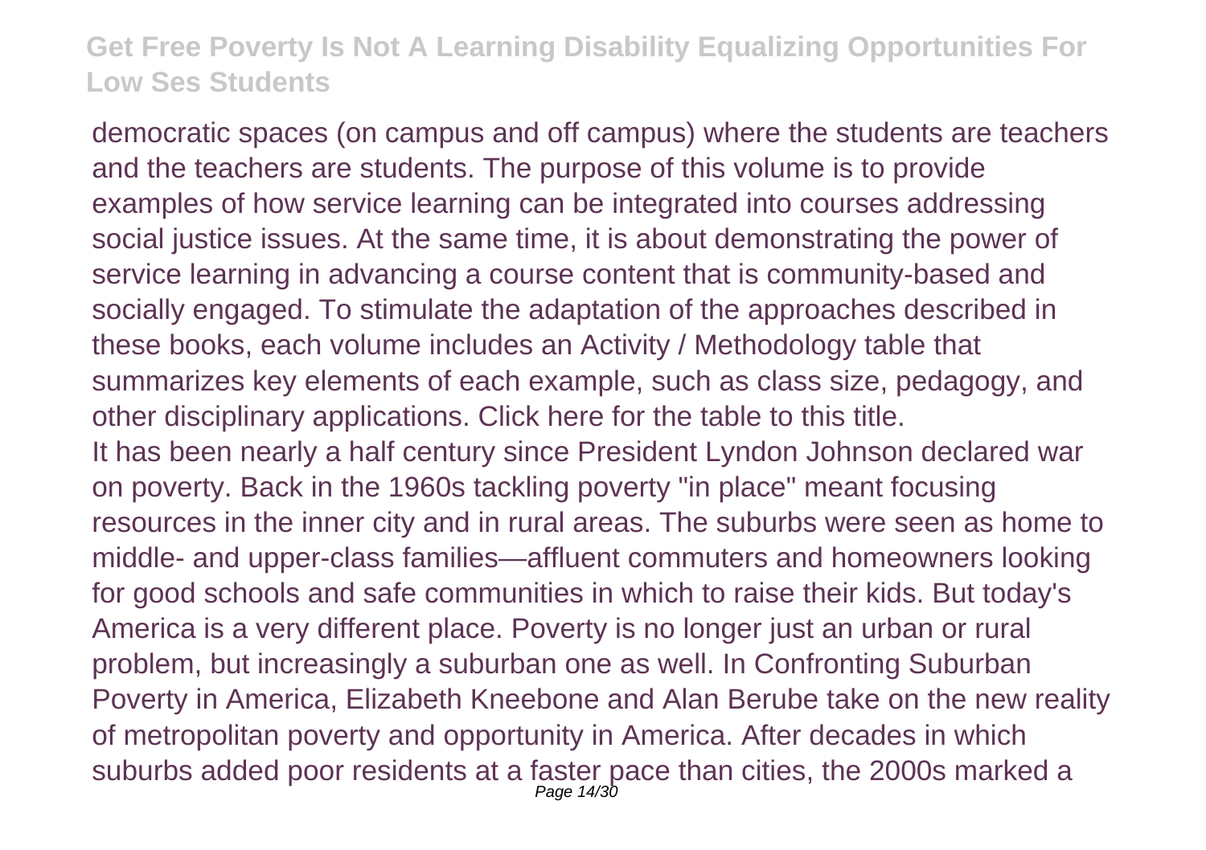democratic spaces (on campus and off campus) where the students are teachers and the teachers are students. The purpose of this volume is to provide examples of how service learning can be integrated into courses addressing social justice issues. At the same time, it is about demonstrating the power of service learning in advancing a course content that is community-based and socially engaged. To stimulate the adaptation of the approaches described in these books, each volume includes an Activity / Methodology table that summarizes key elements of each example, such as class size, pedagogy, and other disciplinary applications. Click here for the table to this title.

It has been nearly a half century since President Lyndon Johnson declared war on poverty. Back in the 1960s tackling poverty "in place" meant focusing resources in the inner city and in rural areas. The suburbs were seen as home to middle- and upper-class families—affluent commuters and homeowners looking for good schools and safe communities in which to raise their kids. But today's America is a very different place. Poverty is no longer just an urban or rural problem, but increasingly a suburban one as well. In Confronting Suburban Poverty in America, Elizabeth Kneebone and Alan Berube take on the new reality of metropolitan poverty and opportunity in America. After decades in which suburbs added poor residents at a faster pace than cities, the 2000s marked a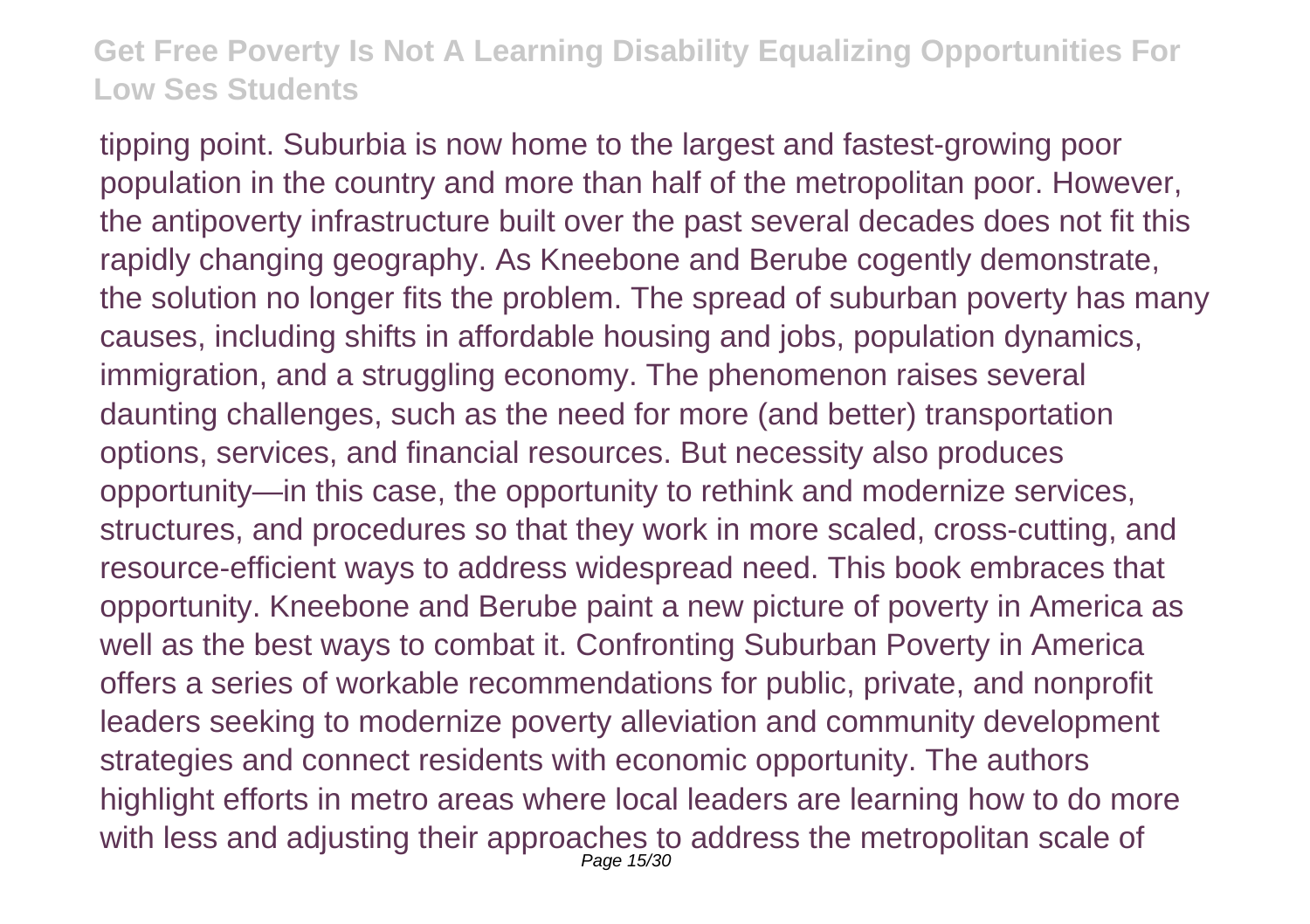tipping point. Suburbia is now home to the largest and fastest-growing poor population in the country and more than half of the metropolitan poor. However, the antipoverty infrastructure built over the past several decades does not fit this rapidly changing geography. As Kneebone and Berube cogently demonstrate, the solution no longer fits the problem. The spread of suburban poverty has many causes, including shifts in affordable housing and jobs, population dynamics, immigration, and a struggling economy. The phenomenon raises several daunting challenges, such as the need for more (and better) transportation options, services, and financial resources. But necessity also produces opportunity—in this case, the opportunity to rethink and modernize services, structures, and procedures so that they work in more scaled, cross-cutting, and resource-efficient ways to address widespread need. This book embraces that opportunity. Kneebone and Berube paint a new picture of poverty in America as well as the best ways to combat it. Confronting Suburban Poverty in America offers a series of workable recommendations for public, private, and nonprofit leaders seeking to modernize poverty alleviation and community development strategies and connect residents with economic opportunity. The authors highlight efforts in metro areas where local leaders are learning how to do more with less and adjusting their approaches to address the metropolitan scale of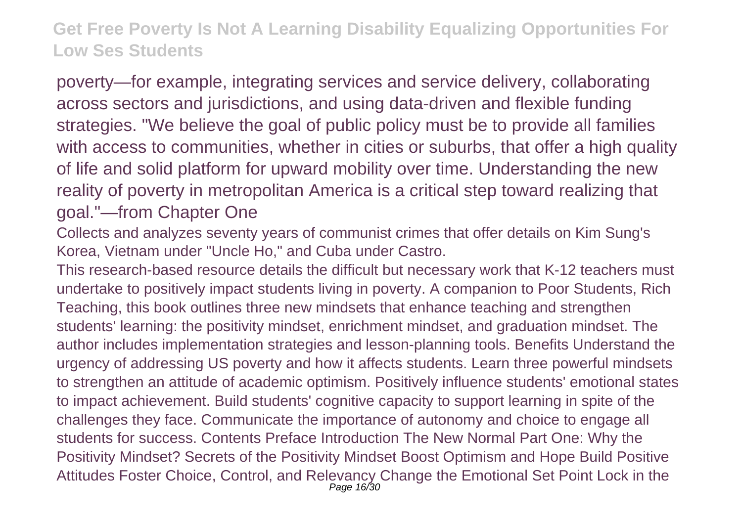poverty—for example, integrating services and service delivery, collaborating across sectors and jurisdictions, and using data-driven and flexible funding strategies. "We believe the goal of public policy must be to provide all families with access to communities, whether in cities or suburbs, that offer a high quality of life and solid platform for upward mobility over time. Understanding the new reality of poverty in metropolitan America is a critical step toward realizing that goal."—from Chapter One

Collects and analyzes seventy years of communist crimes that offer details on Kim Sung's Korea, Vietnam under "Uncle Ho," and Cuba under Castro.

This research-based resource details the difficult but necessary work that K-12 teachers must undertake to positively impact students living in poverty. A companion to Poor Students, Rich Teaching, this book outlines three new mindsets that enhance teaching and strengthen students' learning: the positivity mindset, enrichment mindset, and graduation mindset. The author includes implementation strategies and lesson-planning tools. Benefits Understand the urgency of addressing US poverty and how it affects students. Learn three powerful mindsets to strengthen an attitude of academic optimism. Positively influence students' emotional states to impact achievement. Build students' cognitive capacity to support learning in spite of the challenges they face. Communicate the importance of autonomy and choice to engage all students for success. Contents Preface Introduction The New Normal Part One: Why the Positivity Mindset? Secrets of the Positivity Mindset Boost Optimism and Hope Build Positive Attitudes Foster Choice, Control, and Relevancy Change the Emotional Set Point Lock in the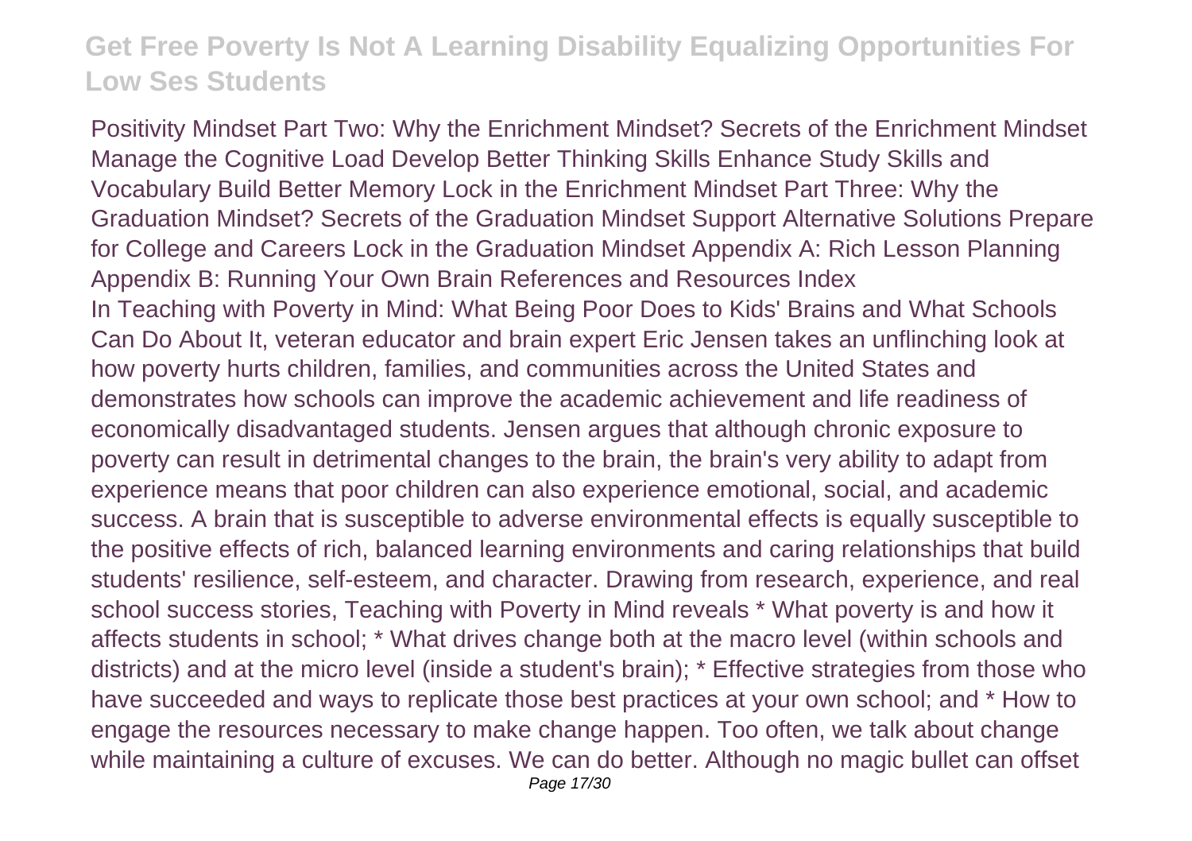Positivity Mindset Part Two: Why the Enrichment Mindset? Secrets of the Enrichment Mindset Manage the Cognitive Load Develop Better Thinking Skills Enhance Study Skills and Vocabulary Build Better Memory Lock in the Enrichment Mindset Part Three: Why the Graduation Mindset? Secrets of the Graduation Mindset Support Alternative Solutions Prepare for College and Careers Lock in the Graduation Mindset Appendix A: Rich Lesson Planning Appendix B: Running Your Own Brain References and Resources Index

In Teaching with Poverty in Mind: What Being Poor Does to Kids' Brains and What Schools Can Do About It, veteran educator and brain expert Eric Jensen takes an unflinching look at how poverty hurts children, families, and communities across the United States and demonstrates how schools can improve the academic achievement and life readiness of economically disadvantaged students. Jensen argues that although chronic exposure to poverty can result in detrimental changes to the brain, the brain's very ability to adapt from experience means that poor children can also experience emotional, social, and academic success. A brain that is susceptible to adverse environmental effects is equally susceptible to the positive effects of rich, balanced learning environments and caring relationships that build students' resilience, self-esteem, and character. Drawing from research, experience, and real school success stories, Teaching with Poverty in Mind reveals * What poverty is and how it affects students in school; * What drives change both at the macro level (within schools and districts) and at the micro level (inside a student's brain); * Effective strategies from those who have succeeded and ways to replicate those best practices at your own school; and * How to engage the resources necessary to make change happen. Too often, we talk about change while maintaining a culture of excuses. We can do better. Although no magic bullet can offset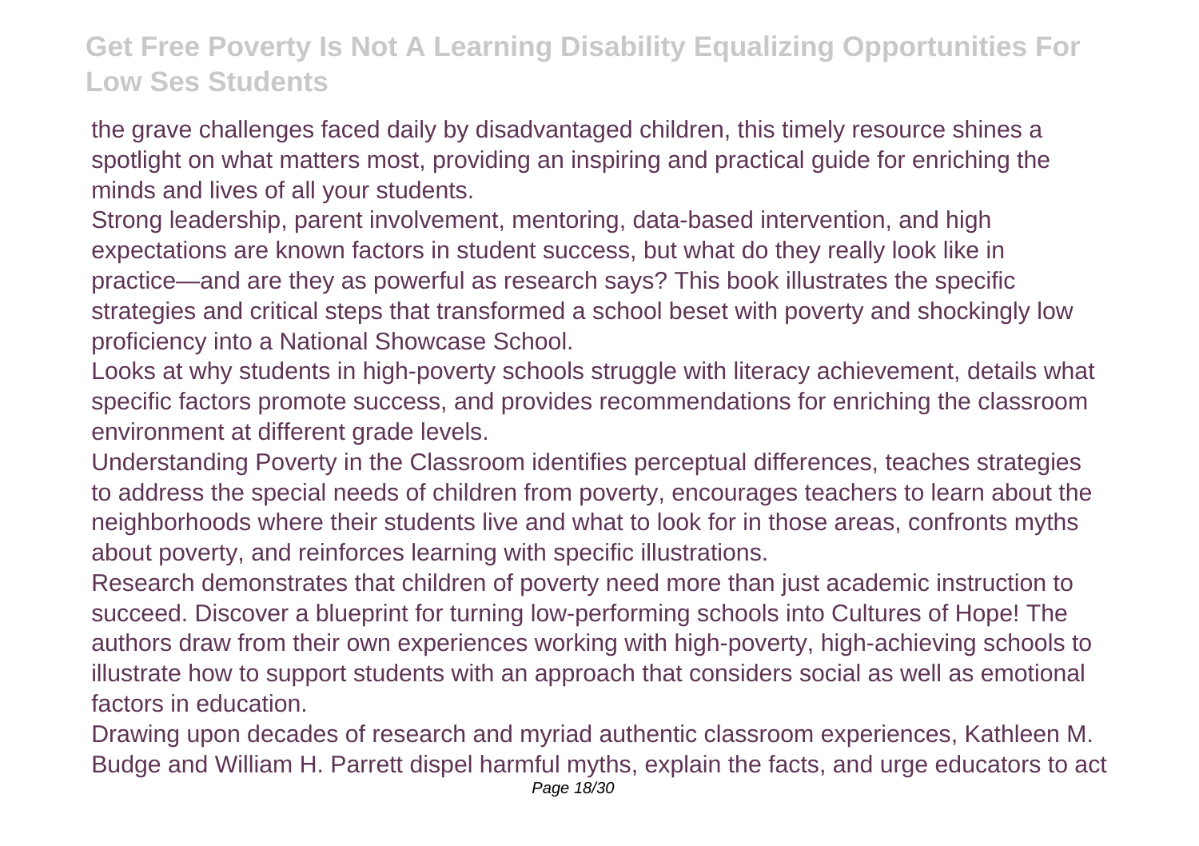the grave challenges faced daily by disadvantaged children, this timely resource shines a spotlight on what matters most, providing an inspiring and practical guide for enriching the minds and lives of all your students.

Strong leadership, parent involvement, mentoring, data-based intervention, and high expectations are known factors in student success, but what do they really look like in practice—and are they as powerful as research says? This book illustrates the specific strategies and critical steps that transformed a school beset with poverty and shockingly low proficiency into a National Showcase School.

Looks at why students in high-poverty schools struggle with literacy achievement, details what specific factors promote success, and provides recommendations for enriching the classroom environment at different grade levels.

Understanding Poverty in the Classroom identifies perceptual differences, teaches strategies to address the special needs of children from poverty, encourages teachers to learn about the neighborhoods where their students live and what to look for in those areas, confronts myths about poverty, and reinforces learning with specific illustrations.

Research demonstrates that children of poverty need more than just academic instruction to succeed. Discover a blueprint for turning low-performing schools into Cultures of Hope! The authors draw from their own experiences working with high-poverty, high-achieving schools to illustrate how to support students with an approach that considers social as well as emotional factors in education.

Drawing upon decades of research and myriad authentic classroom experiences, Kathleen M. Budge and William H. Parrett dispel harmful myths, explain the facts, and urge educators to act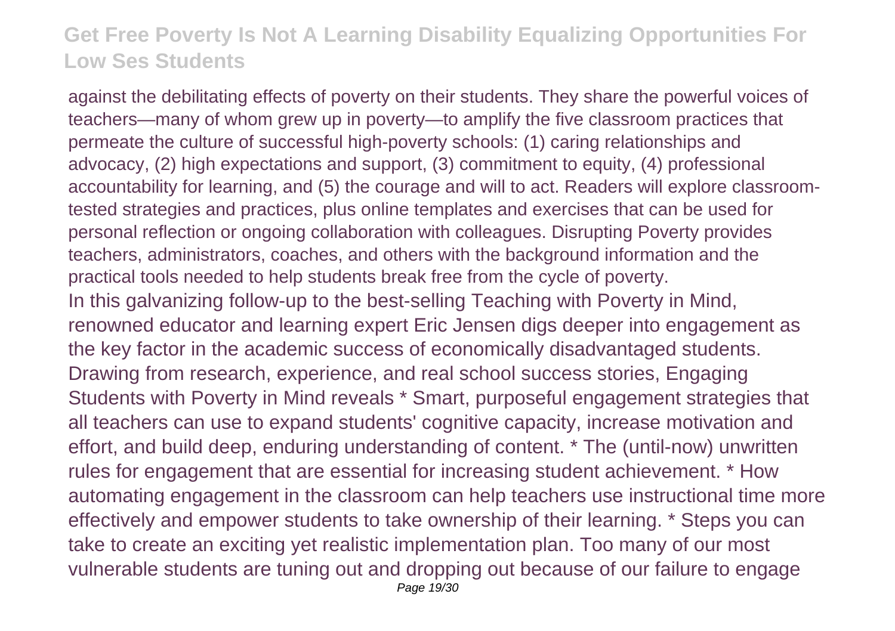against the debilitating effects of poverty on their students. They share the powerful voices of teachers—many of whom grew up in poverty—to amplify the five classroom practices that permeate the culture of successful high-poverty schools: (1) caring relationships and advocacy, (2) high expectations and support, (3) commitment to equity, (4) professional accountability for learning, and (5) the courage and will to act. Readers will explore classroom-tested strategies and practices, plus online templates and exercises that can be used for personal reflection or ongoing collaboration with colleagues. Disrupting Poverty provides teachers, administrators, coaches, and others with the background information and the practical tools needed to help students break free from the cycle of poverty.

In this galvanizing follow-up to the best-selling Teaching with Poverty in Mind, renowned educator and learning expert Eric Jensen digs deeper into engagement as the key factor in the academic success of economically disadvantaged students. Drawing from research, experience, and real school success stories, Engaging Students with Poverty in Mind reveals * Smart, purposeful engagement strategies that all teachers can use to expand students' cognitive capacity, increase motivation and effort, and build deep, enduring understanding of content. * The (until-now) unwritten rules for engagement that are essential for increasing student achievement. * How automating engagement in the classroom can help teachers use instructional time more effectively and empower students to take ownership of their learning. * Steps you can take to create an exciting yet realistic implementation plan. Too many of our most vulnerable students are tuning out and dropping out because of our failure to engage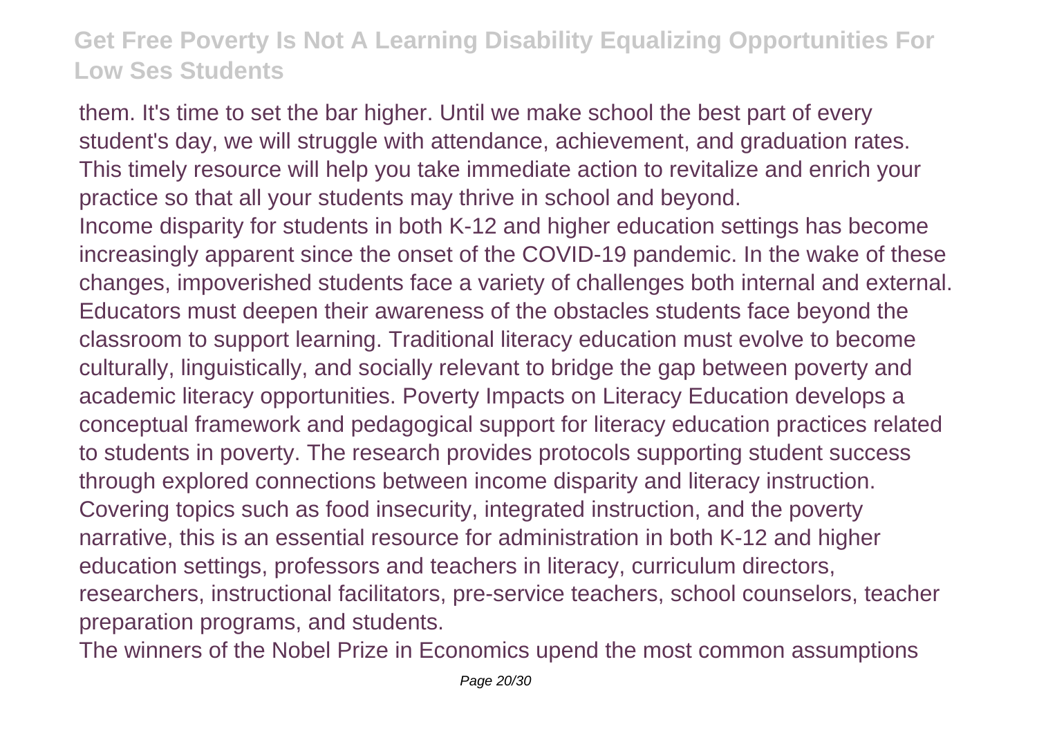them. It's time to set the bar higher. Until we make school the best part of every student's day, we will struggle with attendance, achievement, and graduation rates. This timely resource will help you take immediate action to revitalize and enrich your practice so that all your students may thrive in school and beyond.

Income disparity for students in both K-12 and higher education settings has become increasingly apparent since the onset of the COVID-19 pandemic. In the wake of these changes, impoverished students face a variety of challenges both internal and external. Educators must deepen their awareness of the obstacles students face beyond the classroom to support learning. Traditional literacy education must evolve to become culturally, linguistically, and socially relevant to bridge the gap between poverty and academic literacy opportunities. Poverty Impacts on Literacy Education develops a conceptual framework and pedagogical support for literacy education practices related to students in poverty. The research provides protocols supporting student success through explored connections between income disparity and literacy instruction. Covering topics such as food insecurity, integrated instruction, and the poverty narrative, this is an essential resource for administration in both K-12 and higher education settings, professors and teachers in literacy, curriculum directors, researchers, instructional facilitators, pre-service teachers, school counselors, teacher preparation programs, and students.

The winners of the Nobel Prize in Economics upend the most common assumptions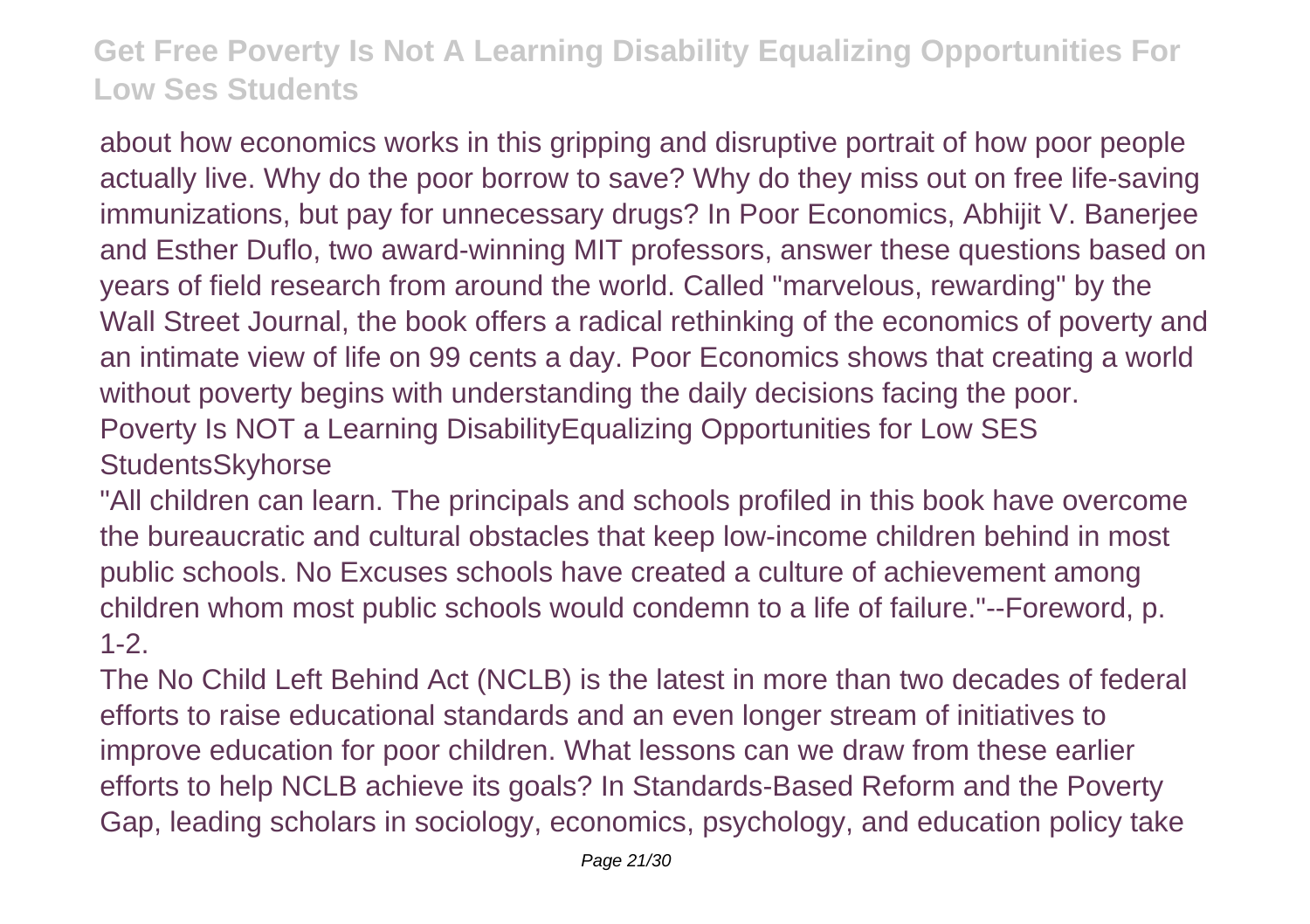about how economics works in this gripping and disruptive portrait of how poor people actually live. Why do the poor borrow to save? Why do they miss out on free life-saving immunizations, but pay for unnecessary drugs? In Poor Economics, Abhijit V. Banerjee and Esther Duflo, two award-winning MIT professors, answer these questions based on years of field research from around the world. Called "marvelous, rewarding" by the Wall Street Journal, the book offers a radical rethinking of the economics of poverty and an intimate view of life on 99 cents a day. Poor Economics shows that creating a world without poverty begins with understanding the daily decisions facing the poor.
Poverty Is NOT a Learning DisabilityEqualizing Opportunities for Low SES StudentsSkyhorse

"All children can learn. The principals and schools profiled in this book have overcome the bureaucratic and cultural obstacles that keep low-income children behind in most public schools. No Excuses schools have created a culture of achievement among children whom most public schools would condemn to a life of failure."--Foreword, p. 1-2.

The No Child Left Behind Act (NCLB) is the latest in more than two decades of federal efforts to raise educational standards and an even longer stream of initiatives to improve education for poor children. What lessons can we draw from these earlier efforts to help NCLB achieve its goals? In Standards-Based Reform and the Poverty Gap, leading scholars in sociology, economics, psychology, and education policy take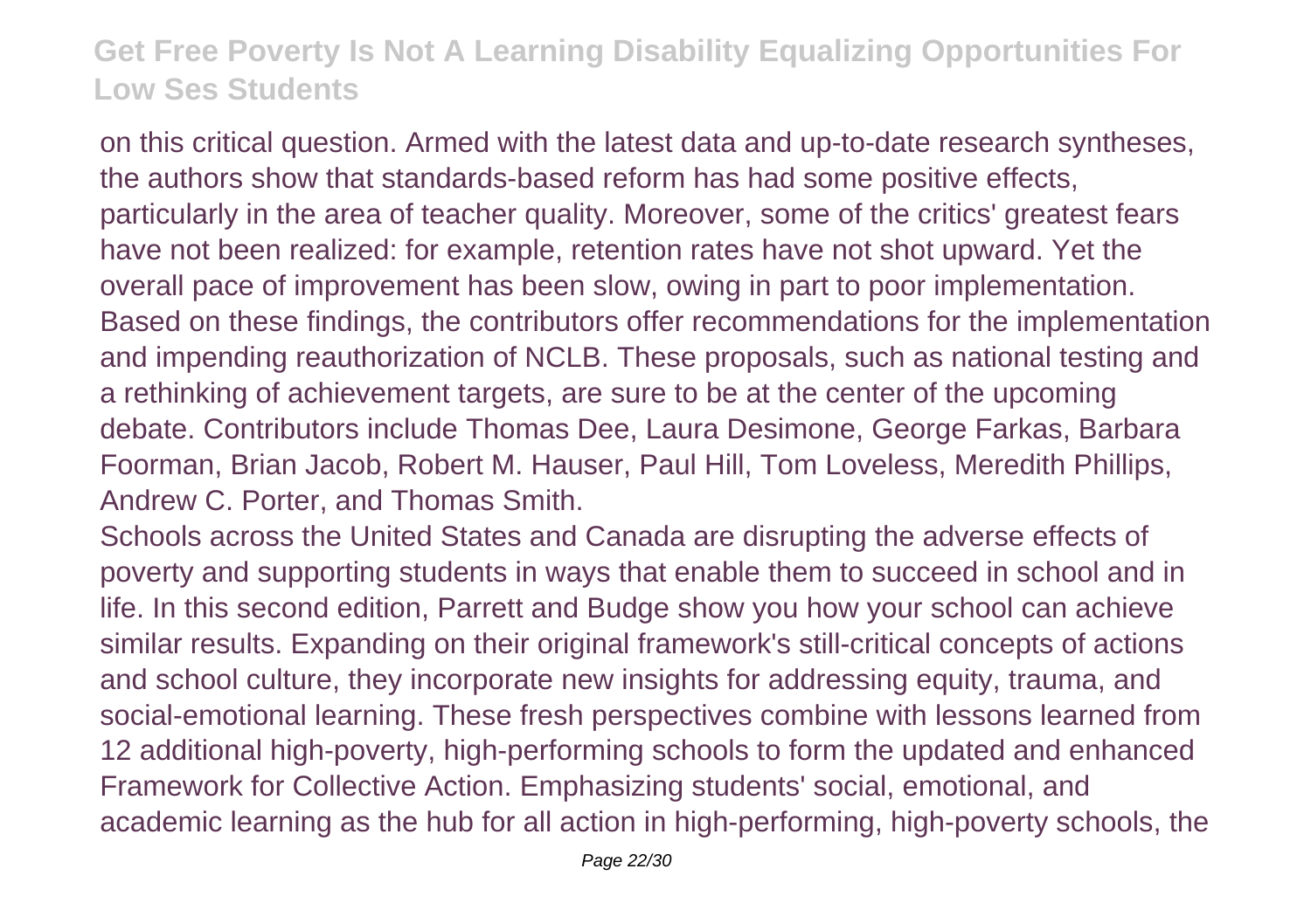on this critical question. Armed with the latest data and up-to-date research syntheses, the authors show that standards-based reform has had some positive effects, particularly in the area of teacher quality. Moreover, some of the critics' greatest fears have not been realized: for example, retention rates have not shot upward. Yet the overall pace of improvement has been slow, owing in part to poor implementation. Based on these findings, the contributors offer recommendations for the implementation and impending reauthorization of NCLB. These proposals, such as national testing and a rethinking of achievement targets, are sure to be at the center of the upcoming debate. Contributors include Thomas Dee, Laura Desimone, George Farkas, Barbara Foorman, Brian Jacob, Robert M. Hauser, Paul Hill, Tom Loveless, Meredith Phillips, Andrew C. Porter, and Thomas Smith.

Schools across the United States and Canada are disrupting the adverse effects of poverty and supporting students in ways that enable them to succeed in school and in life. In this second edition, Parrett and Budge show you how your school can achieve similar results. Expanding on their original framework's still-critical concepts of actions and school culture, they incorporate new insights for addressing equity, trauma, and social-emotional learning. These fresh perspectives combine with lessons learned from 12 additional high-poverty, high-performing schools to form the updated and enhanced Framework for Collective Action. Emphasizing students' social, emotional, and academic learning as the hub for all action in high-performing, high-poverty schools, the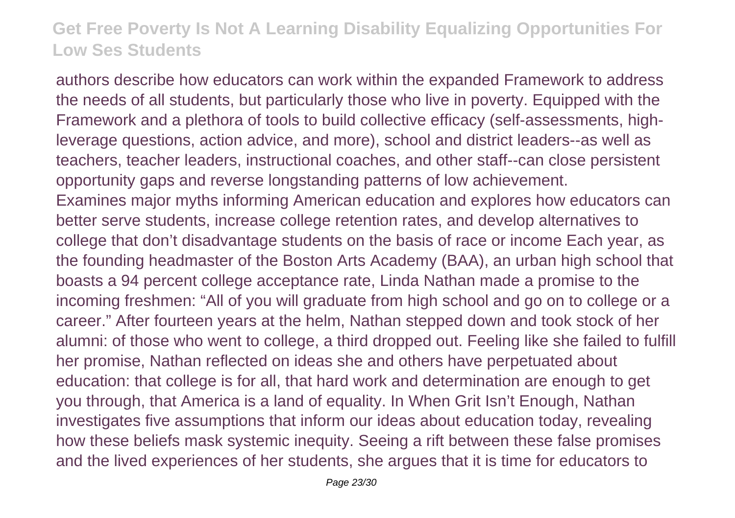authors describe how educators can work within the expanded Framework to address the needs of all students, but particularly those who live in poverty. Equipped with the Framework and a plethora of tools to build collective efficacy (self-assessments, high-leverage questions, action advice, and more), school and district leaders--as well as teachers, teacher leaders, instructional coaches, and other staff--can close persistent opportunity gaps and reverse longstanding patterns of low achievement.
Examines major myths informing American education and explores how educators can better serve students, increase college retention rates, and develop alternatives to college that don't disadvantage students on the basis of race or income Each year, as the founding headmaster of the Boston Arts Academy (BAA), an urban high school that boasts a 94 percent college acceptance rate, Linda Nathan made a promise to the incoming freshmen: "All of you will graduate from high school and go on to college or a career." After fourteen years at the helm, Nathan stepped down and took stock of her alumni: of those who went to college, a third dropped out. Feeling like she failed to fulfill her promise, Nathan reflected on ideas she and others have perpetuated about education: that college is for all, that hard work and determination are enough to get you through, that America is a land of equality. In When Grit Isn't Enough, Nathan investigates five assumptions that inform our ideas about education today, revealing how these beliefs mask systemic inequity. Seeing a rift between these false promises and the lived experiences of her students, she argues that it is time for educators to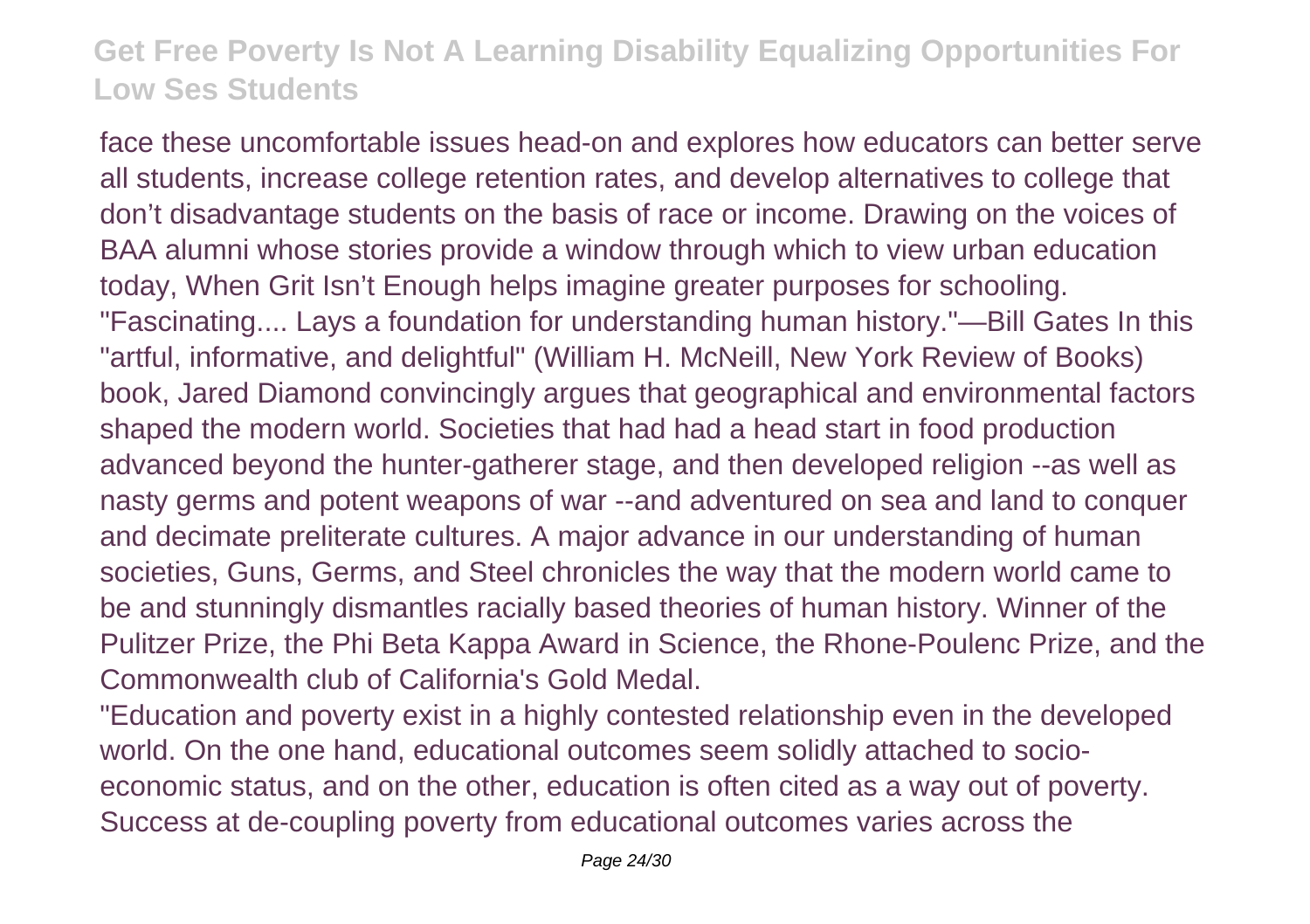face these uncomfortable issues head-on and explores how educators can better serve all students, increase college retention rates, and develop alternatives to college that don't disadvantage students on the basis of race or income. Drawing on the voices of BAA alumni whose stories provide a window through which to view urban education today, When Grit Isn't Enough helps imagine greater purposes for schooling.

"Fascinating.... Lays a foundation for understanding human history."—Bill Gates In this "artful, informative, and delightful" (William H. McNeill, New York Review of Books) book, Jared Diamond convincingly argues that geographical and environmental factors shaped the modern world. Societies that had had a head start in food production advanced beyond the hunter-gatherer stage, and then developed religion --as well as nasty germs and potent weapons of war --and adventured on sea and land to conquer and decimate preliterate cultures. A major advance in our understanding of human societies, Guns, Germs, and Steel chronicles the way that the modern world came to be and stunningly dismantles racially based theories of human history. Winner of the Pulitzer Prize, the Phi Beta Kappa Award in Science, the Rhone-Poulenc Prize, and the Commonwealth club of California's Gold Medal.

"Education and poverty exist in a highly contested relationship even in the developed world. On the one hand, educational outcomes seem solidly attached to socio-economic status, and on the other, education is often cited as a way out of poverty. Success at de-coupling poverty from educational outcomes varies across the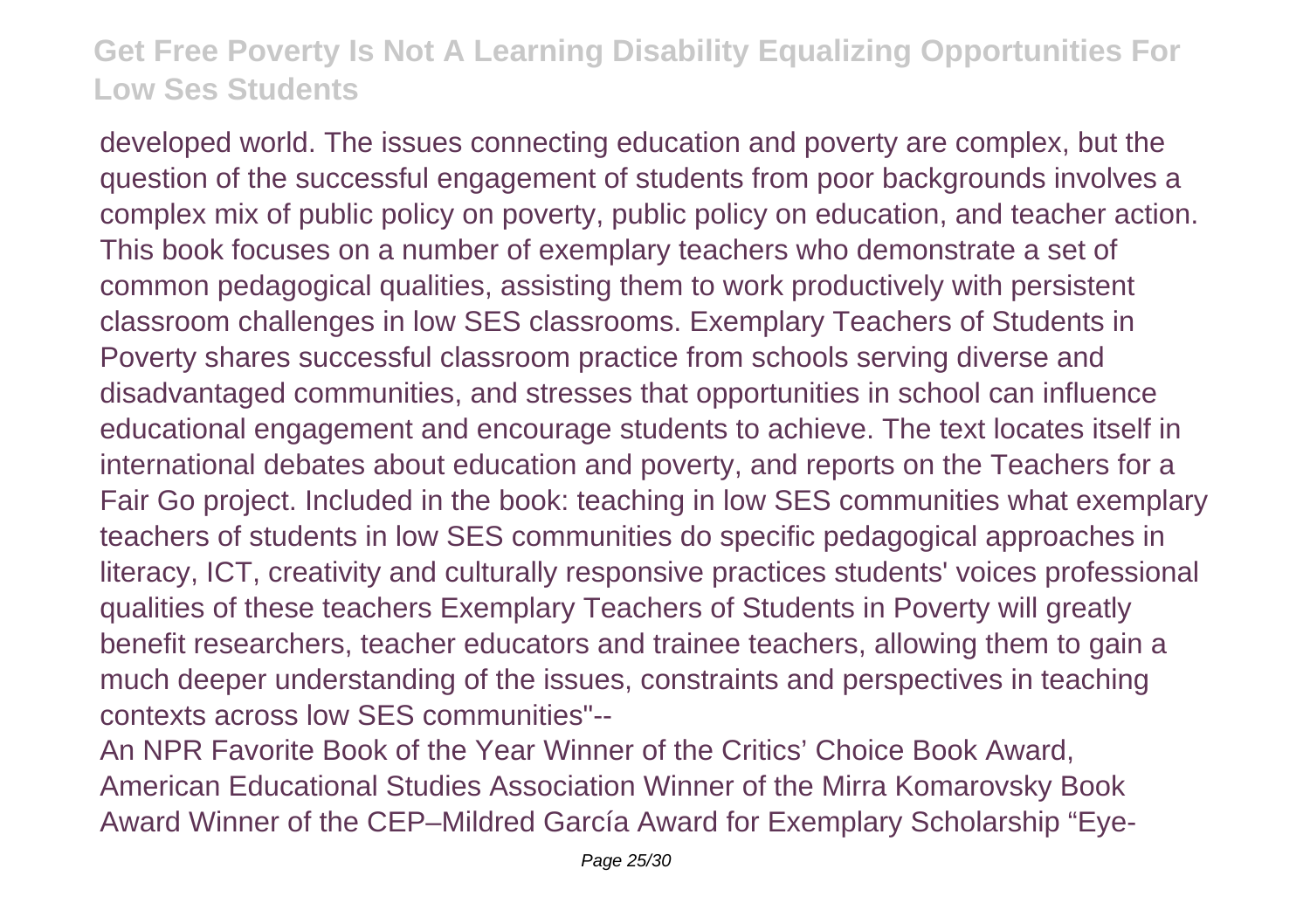developed world. The issues connecting education and poverty are complex, but the question of the successful engagement of students from poor backgrounds involves a complex mix of public policy on poverty, public policy on education, and teacher action. This book focuses on a number of exemplary teachers who demonstrate a set of common pedagogical qualities, assisting them to work productively with persistent classroom challenges in low SES classrooms. Exemplary Teachers of Students in Poverty shares successful classroom practice from schools serving diverse and disadvantaged communities, and stresses that opportunities in school can influence educational engagement and encourage students to achieve. The text locates itself in international debates about education and poverty, and reports on the Teachers for a Fair Go project. Included in the book: teaching in low SES communities what exemplary teachers of students in low SES communities do specific pedagogical approaches in literacy, ICT, creativity and culturally responsive practices students' voices professional qualities of these teachers Exemplary Teachers of Students in Poverty will greatly benefit researchers, teacher educators and trainee teachers, allowing them to gain a much deeper understanding of the issues, constraints and perspectives in teaching contexts across low SES communities"--

An NPR Favorite Book of the Year Winner of the Critics' Choice Book Award, American Educational Studies Association Winner of the Mirra Komarovsky Book Award Winner of the CEP–Mildred García Award for Exemplary Scholarship "Eye-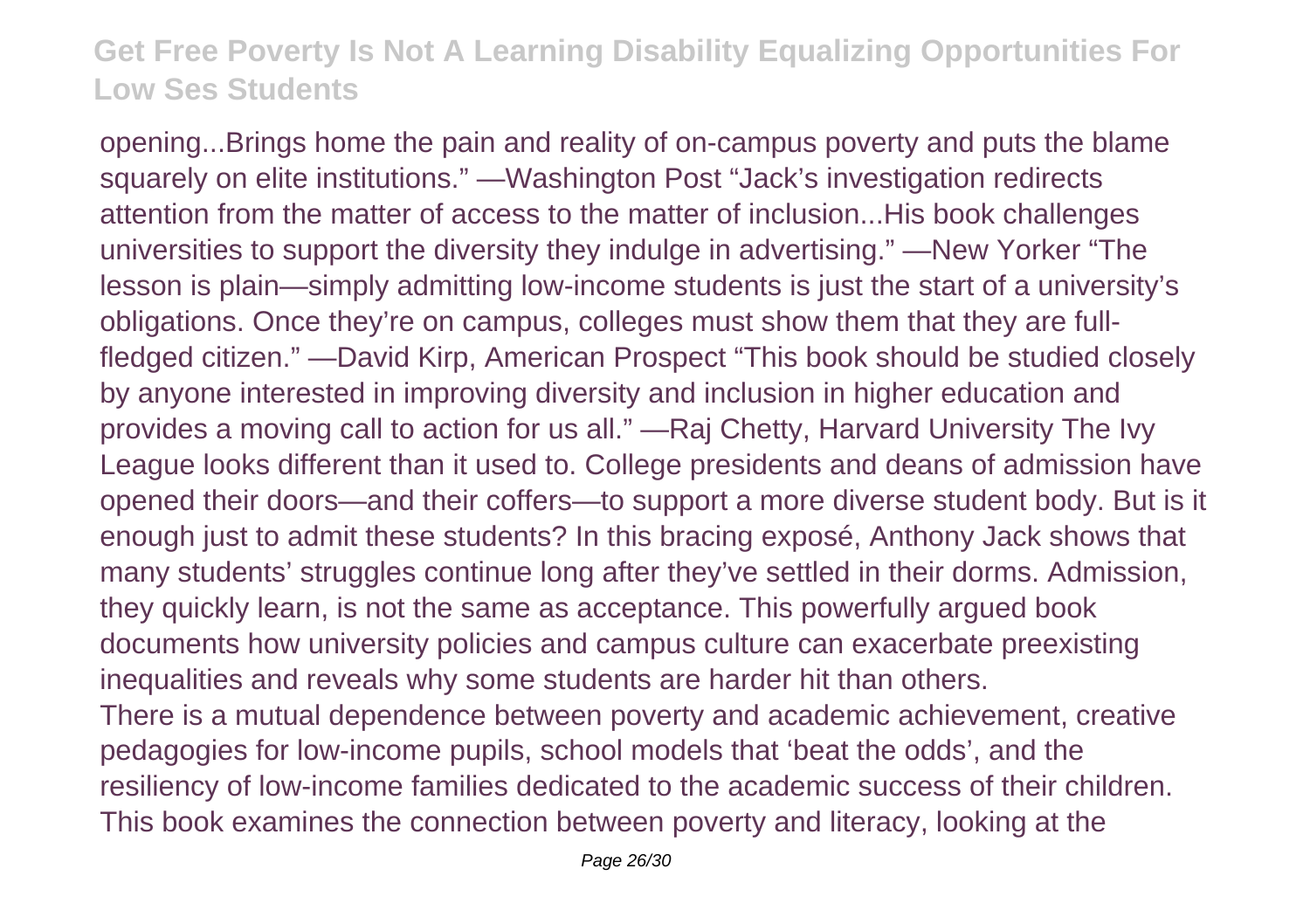opening...Brings home the pain and reality of on-campus poverty and puts the blame squarely on elite institutions." —Washington Post "Jack's investigation redirects attention from the matter of access to the matter of inclusion...His book challenges universities to support the diversity they indulge in advertising." —New Yorker "The lesson is plain—simply admitting low-income students is just the start of a university's obligations. Once they're on campus, colleges must show them that they are full-fledged citizen." —David Kirp, American Prospect "This book should be studied closely by anyone interested in improving diversity and inclusion in higher education and provides a moving call to action for us all." —Raj Chetty, Harvard University The Ivy League looks different than it used to. College presidents and deans of admission have opened their doors—and their coffers—to support a more diverse student body. But is it enough just to admit these students? In this bracing exposé, Anthony Jack shows that many students' struggles continue long after they've settled in their dorms. Admission, they quickly learn, is not the same as acceptance. This powerfully argued book documents how university policies and campus culture can exacerbate preexisting inequalities and reveals why some students are harder hit than others.

There is a mutual dependence between poverty and academic achievement, creative pedagogies for low-income pupils, school models that 'beat the odds', and the resiliency of low-income families dedicated to the academic success of their children. This book examines the connection between poverty and literacy, looking at the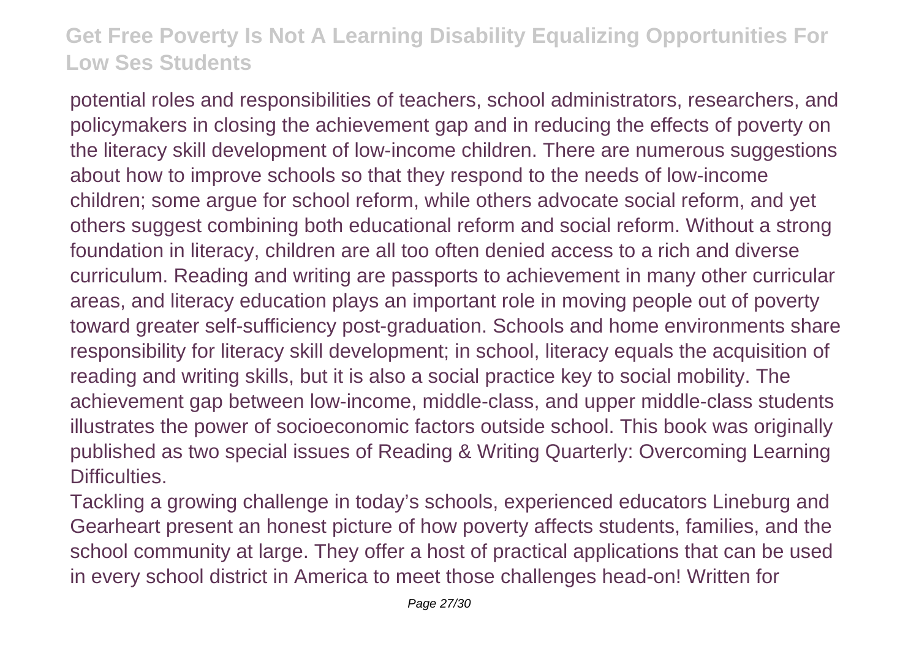potential roles and responsibilities of teachers, school administrators, researchers, and policymakers in closing the achievement gap and in reducing the effects of poverty on the literacy skill development of low-income children. There are numerous suggestions about how to improve schools so that they respond to the needs of low-income children; some argue for school reform, while others advocate social reform, and yet others suggest combining both educational reform and social reform. Without a strong foundation in literacy, children are all too often denied access to a rich and diverse curriculum. Reading and writing are passports to achievement in many other curricular areas, and literacy education plays an important role in moving people out of poverty toward greater self-sufficiency post-graduation. Schools and home environments share responsibility for literacy skill development; in school, literacy equals the acquisition of reading and writing skills, but it is also a social practice key to social mobility. The achievement gap between low-income, middle-class, and upper middle-class students illustrates the power of socioeconomic factors outside school. This book was originally published as two special issues of Reading & Writing Quarterly: Overcoming Learning Difficulties.

Tackling a growing challenge in today's schools, experienced educators Lineburg and Gearheart present an honest picture of how poverty affects students, families, and the school community at large. They offer a host of practical applications that can be used in every school district in America to meet those challenges head-on! Written for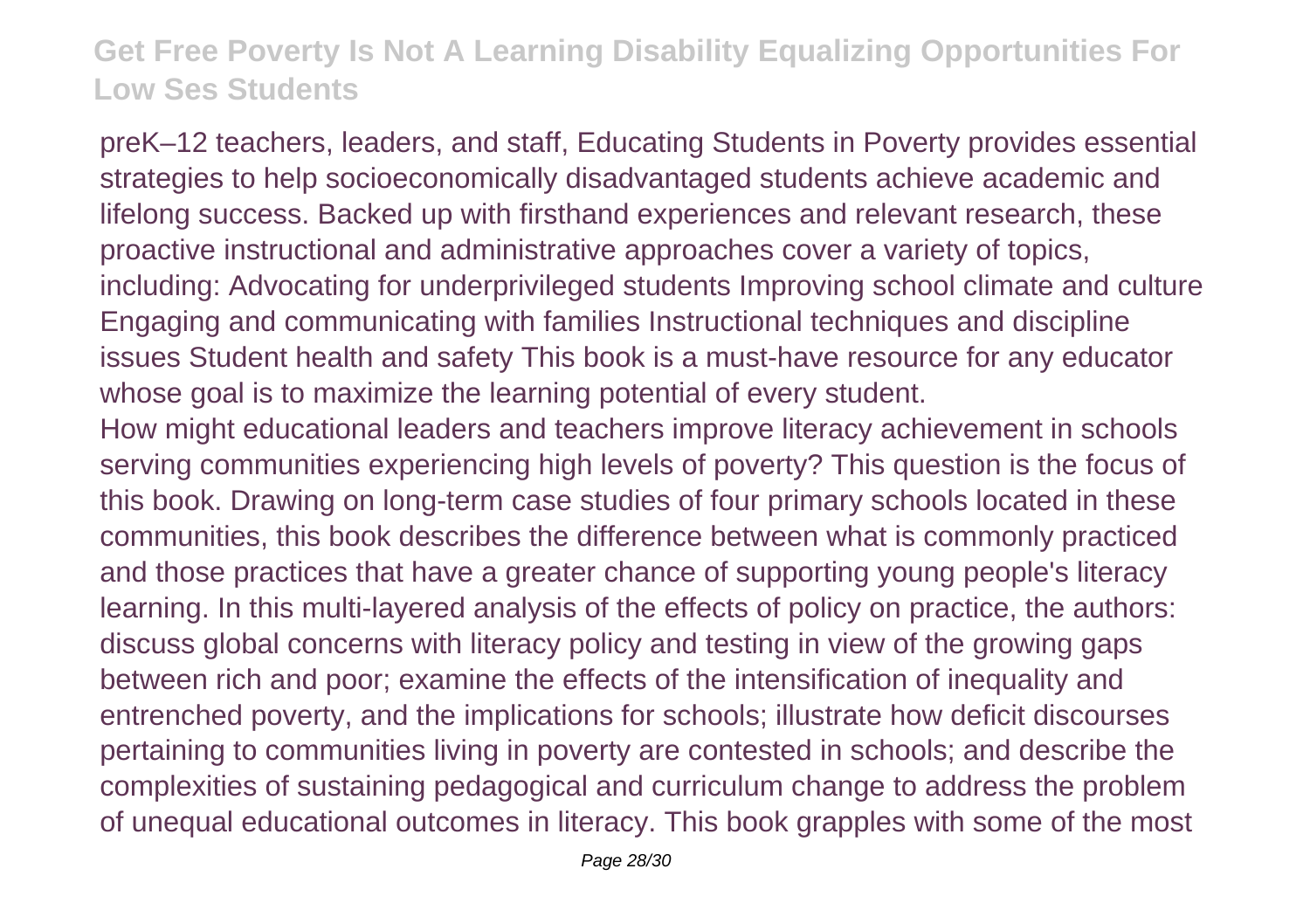preK–12 teachers, leaders, and staff, Educating Students in Poverty provides essential strategies to help socioeconomically disadvantaged students achieve academic and lifelong success. Backed up with firsthand experiences and relevant research, these proactive instructional and administrative approaches cover a variety of topics, including: Advocating for underprivileged students Improving school climate and culture Engaging and communicating with families Instructional techniques and discipline issues Student health and safety This book is a must-have resource for any educator whose goal is to maximize the learning potential of every student.

How might educational leaders and teachers improve literacy achievement in schools serving communities experiencing high levels of poverty? This question is the focus of this book. Drawing on long-term case studies of four primary schools located in these communities, this book describes the difference between what is commonly practiced and those practices that have a greater chance of supporting young people's literacy learning. In this multi-layered analysis of the effects of policy on practice, the authors: discuss global concerns with literacy policy and testing in view of the growing gaps between rich and poor; examine the effects of the intensification of inequality and entrenched poverty, and the implications for schools; illustrate how deficit discourses pertaining to communities living in poverty are contested in schools; and describe the complexities of sustaining pedagogical and curriculum change to address the problem of unequal educational outcomes in literacy. This book grapples with some of the most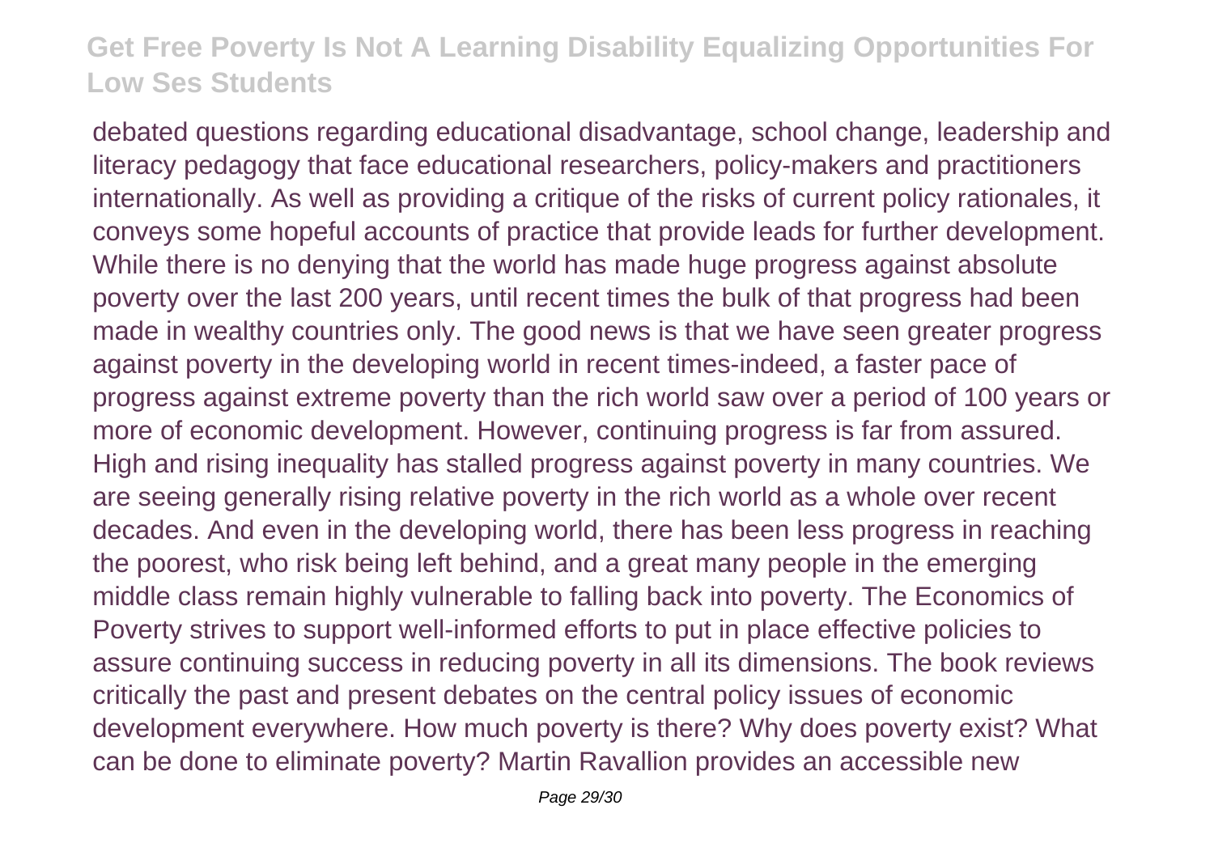debated questions regarding educational disadvantage, school change, leadership and literacy pedagogy that face educational researchers, policy-makers and practitioners internationally. As well as providing a critique of the risks of current policy rationales, it conveys some hopeful accounts of practice that provide leads for further development. While there is no denying that the world has made huge progress against absolute poverty over the last 200 years, until recent times the bulk of that progress had been made in wealthy countries only. The good news is that we have seen greater progress against poverty in the developing world in recent times-indeed, a faster pace of progress against extreme poverty than the rich world saw over a period of 100 years or more of economic development. However, continuing progress is far from assured. High and rising inequality has stalled progress against poverty in many countries. We are seeing generally rising relative poverty in the rich world as a whole over recent decades. And even in the developing world, there has been less progress in reaching the poorest, who risk being left behind, and a great many people in the emerging middle class remain highly vulnerable to falling back into poverty. The Economics of Poverty strives to support well-informed efforts to put in place effective policies to assure continuing success in reducing poverty in all its dimensions. The book reviews critically the past and present debates on the central policy issues of economic development everywhere. How much poverty is there? Why does poverty exist? What can be done to eliminate poverty? Martin Ravallion provides an accessible new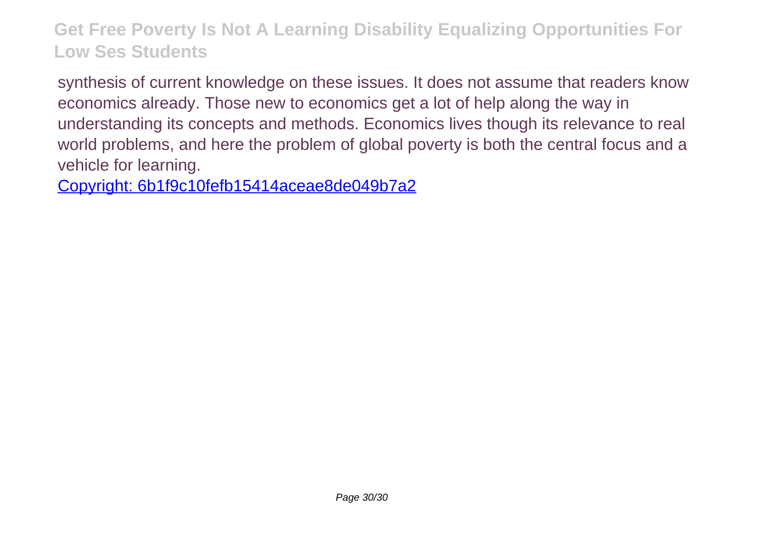synthesis of current knowledge on these issues. It does not assume that readers know economics already. Those new to economics get a lot of help along the way in understanding its concepts and methods. Economics lives though its relevance to real world problems, and here the problem of global poverty is both the central focus and a vehicle for learning.

Copyright: 6b1f9c10fefb15414aceae8de049b7a2